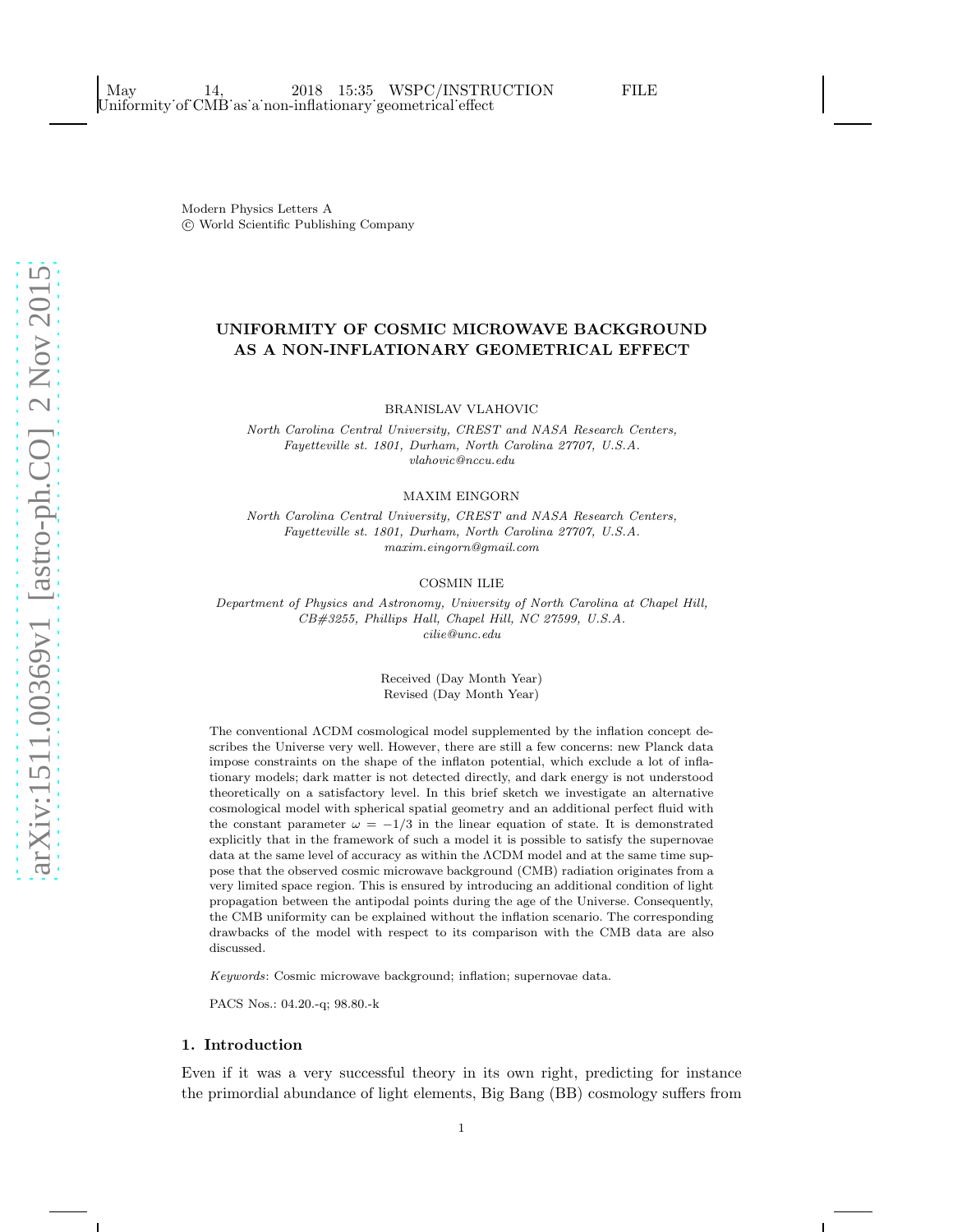Modern Physics Letters A
© World Scientific Publishing Company

# UNIFORMITY OF COSMIC MICROWAVE BACKGROUND AS A NON-INFLATIONARY GEOMETRICAL EFFECT

BRANISLAV VLAHOVIC

*North Carolina Central University, CREST and NASA Research Centers, Fayetteville st. 1801, Durham, North Carolina 27707, U.S.A.*
*vlahovic@nccu.edu*

MAXIM EINGORN

*North Carolina Central University, CREST and NASA Research Centers, Fayetteville st. 1801, Durham, North Carolina 27707, U.S.A.*
*maxim.eingorn@gmail.com*

COSMIN ILIE

*Department of Physics and Astronomy, University of North Carolina at Chapel Hill, CB#3255, Phillips Hall, Chapel Hill, NC 27599, U.S.A.*
*cilie@unc.edu*

Received (Day Month Year)
Revised (Day Month Year)

The conventional ΛCDM cosmological model supplemented by the inflation concept describes the Universe very well. However, there are still a few concerns: new Planck data impose constraints on the shape of the inflaton potential, which exclude a lot of inflationary models; dark matter is not detected directly, and dark energy is not understood theoretically on a satisfactory level. In this brief sketch we investigate an alternative cosmological model with spherical spatial geometry and an additional perfect fluid with the constant parameter $\omega = -1/3$ in the linear equation of state. It is demonstrated explicitly that in the framework of such a model it is possible to satisfy the supernovae data at the same level of accuracy as within the ΛCDM model and at the same time suppose that the observed cosmic microwave background (CMB) radiation originates from a very limited space region. This is ensured by introducing an additional condition of light propagation between the antipodal points during the age of the Universe. Consequently, the CMB uniformity can be explained without the inflation scenario. The corresponding drawbacks of the model with respect to its comparison with the CMB data are also discussed.

*Keywords*: Cosmic microwave background; inflation; supernovae data.

PACS Nos.: 04.20.-q; 98.80.-k

## 1. Introduction

Even if it was a very successful theory in its own right, predicting for instance the primordial abundance of light elements, Big Bang (BB) cosmology suffers from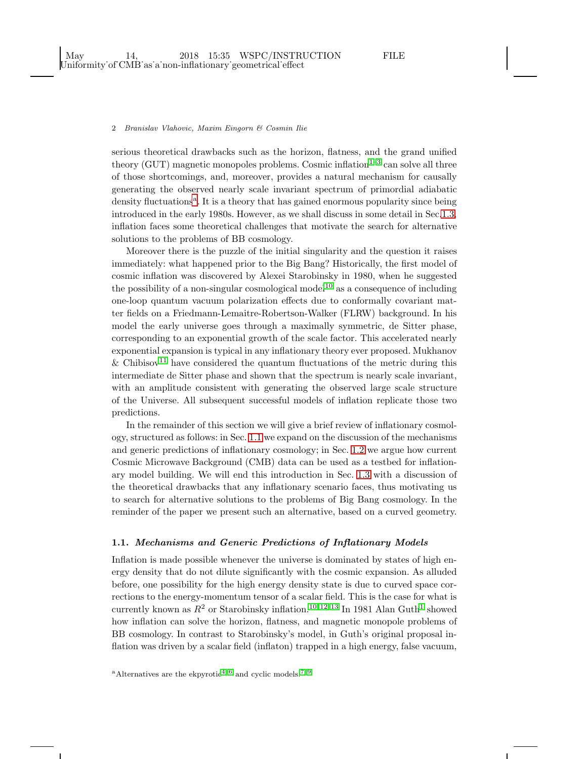serious theoretical drawbacks such as the horizon, flatness, and the grand unified theory (GUT) magnetic monopoles problems. Cosmic inflation[1–3] can solve all three of those shortcomings, and, moreover, provides a natural mechanism for causally generating the observed nearly scale invariant spectrum of primordial adiabatic density fluctuations[a]. It is a theory that has gained enormous popularity since being introduced in the early 1980s. However, as we shall discuss in some detail in Sec.1.3, inflation faces some theoretical challenges that motivate the search for alternative solutions to the problems of BB cosmology.

Moreover there is the puzzle of the initial singularity and the question it raises immediately: what happened prior to the Big Bang? Historically, the first model of cosmic inflation was discovered by Alexei Starobinsky in 1980, when he suggested the possibility of a non-singular cosmological model[10] as a consequence of including one-loop quantum vacuum polarization effects due to conformally covariant matter fields on a Friedmann-Lemaitre-Robertson-Walker (FLRW) background. In his model the early universe goes through a maximally symmetric, de Sitter phase, corresponding to an exponential growth of the scale factor. This accelerated nearly exponential expansion is typical in any inflationary theory ever proposed. Mukhanov & Chibisov[11] have considered the quantum fluctuations of the metric during this intermediate de Sitter phase and shown that the spectrum is nearly scale invariant, with an amplitude consistent with generating the observed large scale structure of the Universe. All subsequent successful models of inflation replicate those two predictions.

In the remainder of this section we will give a brief review of inflationary cosmology, structured as follows: in Sec. 1.1 we expand on the discussion of the mechanisms and generic predictions of inflationary cosmology; in Sec. 1.2 we argue how current Cosmic Microwave Background (CMB) data can be used as a testbed for inflationary model building. We will end this introduction in Sec. 1.3 with a discussion of the theoretical drawbacks that any inflationary scenario faces, thus motivating us to search for alternative solutions to the problems of Big Bang cosmology. In the reminder of the paper we present such an alternative, based on a curved geometry.

### 1.1. *Mechanisms and Generic Predictions of Inflationary Models*

Inflation is made possible whenever the universe is dominated by states of high energy density that do not dilute significantly with the cosmic expansion. As alluded before, one possibility for the high energy density state is due to curved space corrections to the energy-momentum tensor of a scalar field. This is the case for what is currently known as $R^2$ or Starobinsky inflation.[10,12,13] In 1981 Alan Guth[1] showed how inflation can solve the horizon, flatness, and magnetic monopole problems of BB cosmology. In contrast to Starobinsky's model, in Guth's original proposal inflation was driven by a scalar field (inflaton) trapped in a high energy, false vacuum,

[a]Alternatives are the ekpyrotic[4–6] and cyclic models.[7–9]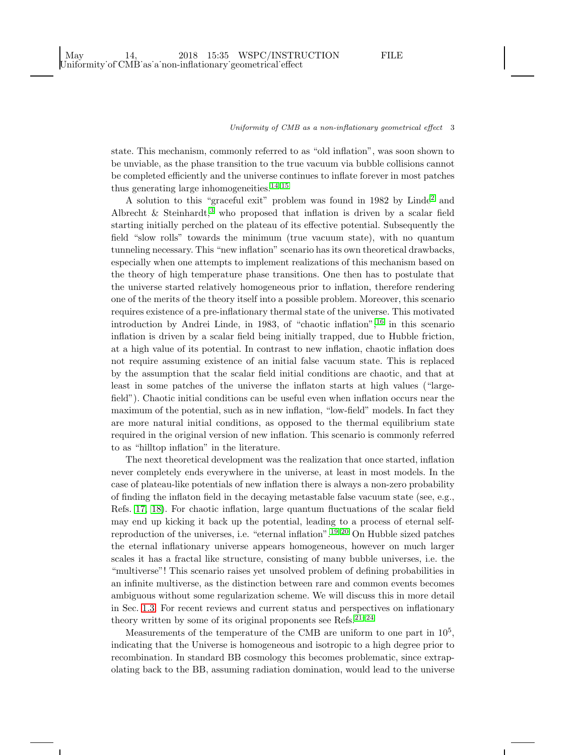state. This mechanism, commonly referred to as "old inflation", was soon shown to be unviable, as the phase transition to the true vacuum via bubble collisions cannot be completed efficiently and the universe continues to inflate forever in most patches thus generating large inhomogeneities.[14,15]

A solution to this "graceful exit" problem was found in 1982 by Linde[2] and Albrecht & Steinhardt,[3] who proposed that inflation is driven by a scalar field starting initially perched on the plateau of its effective potential. Subsequently the field "slow rolls" towards the minimum (true vacuum state), with no quantum tunneling necessary. This "new inflation" scenario has its own theoretical drawbacks, especially when one attempts to implement realizations of this mechanism based on the theory of high temperature phase transitions. One then has to postulate that the universe started relatively homogeneous prior to inflation, therefore rendering one of the merits of the theory itself into a possible problem. Moreover, this scenario requires existence of a pre-inflationary thermal state of the universe. This motivated introduction by Andrei Linde, in 1983, of "chaotic inflation",[16] in this scenario inflation is driven by a scalar field being initially trapped, due to Hubble friction, at a high value of its potential. In contrast to new inflation, chaotic inflation does not require assuming existence of an initial false vacuum state. This is replaced by the assumption that the scalar field initial conditions are chaotic, and that at least in some patches of the universe the inflaton starts at high values ("large-field"). Chaotic initial conditions can be useful even when inflation occurs near the maximum of the potential, such as in new inflation, "low-field" models. In fact they are more natural initial conditions, as opposed to the thermal equilibrium state required in the original version of new inflation. This scenario is commonly referred to as "hilltop inflation" in the literature.

The next theoretical development was the realization that once started, inflation never completely ends everywhere in the universe, at least in most models. In the case of plateau-like potentials of new inflation there is always a non-zero probability of finding the inflaton field in the decaying metastable false vacuum state (see, e.g., Refs. 17, 18). For chaotic inflation, large quantum fluctuations of the scalar field may end up kicking it back up the potential, leading to a process of eternal self-reproduction of the universes, i.e. "eternal inflation".[19,20] On Hubble sized patches the eternal inflationary universe appears homogeneous, however on much larger scales it has a fractal like structure, consisting of many bubble universes, i.e. the "multiverse"! This scenario raises yet unsolved problem of defining probabilities in an infinite multiverse, as the distinction between rare and common events becomes ambiguous without some regularization scheme. We will discuss this in more detail in Sec. 1.3. For recent reviews and current status and perspectives on inflationary theory written by some of its original proponents see Refs.[21–24]

Measurements of the temperature of the CMB are uniform to one part in $10^5$, indicating that the Universe is homogeneous and isotropic to a high degree prior to recombination. In standard BB cosmology this becomes problematic, since extrapolating back to the BB, assuming radiation domination, would lead to the universe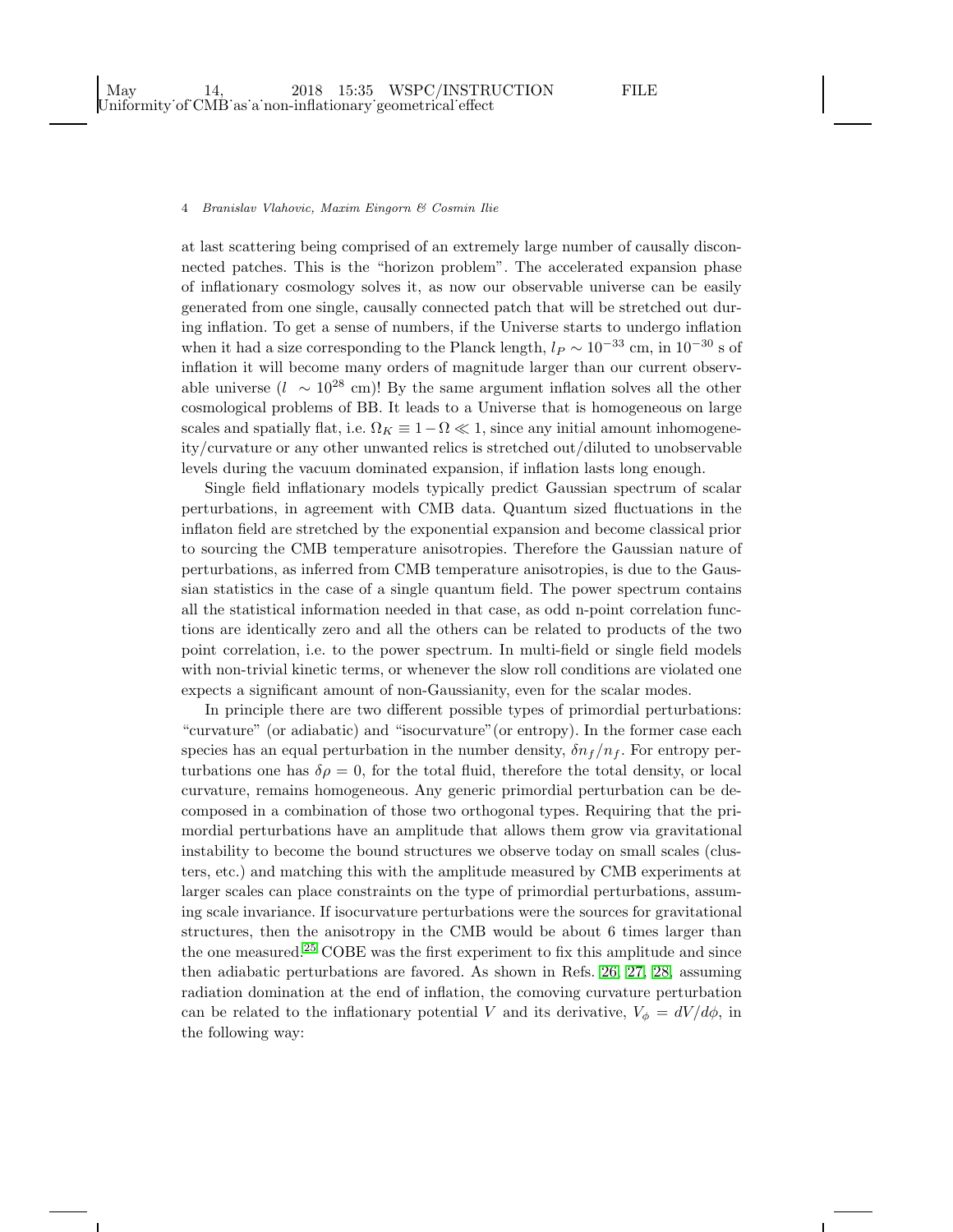at last scattering being comprised of an extremely large number of causally disconnected patches. This is the "horizon problem". The accelerated expansion phase of inflationary cosmology solves it, as now our observable universe can be easily generated from one single, causally connected patch that will be stretched out during inflation. To get a sense of numbers, if the Universe starts to undergo inflation when it had a size corresponding to the Planck length, $l_P \sim 10^{-33}$ cm, in $10^{-30}$ s of inflation it will become many orders of magnitude larger than our current observable universe ($l \sim 10^{28}$ cm)! By the same argument inflation solves all the other cosmological problems of BB. It leads to a Universe that is homogeneous on large scales and spatially flat, i.e. $\Omega_K \equiv 1 - \Omega \ll 1$, since any initial amount inhomogeneity/curvature or any other unwanted relics is stretched out/diluted to unobservable levels during the vacuum dominated expansion, if inflation lasts long enough.

Single field inflationary models typically predict Gaussian spectrum of scalar perturbations, in agreement with CMB data. Quantum sized fluctuations in the inflaton field are stretched by the exponential expansion and become classical prior to sourcing the CMB temperature anisotropies. Therefore the Gaussian nature of perturbations, as inferred from CMB temperature anisotropies, is due to the Gaussian statistics in the case of a single quantum field. The power spectrum contains all the statistical information needed in that case, as odd n-point correlation functions are identically zero and all the others can be related to products of the two point correlation, i.e. to the power spectrum. In multi-field or single field models with non-trivial kinetic terms, or whenever the slow roll conditions are violated one expects a significant amount of non-Gaussianity, even for the scalar modes.

In principle there are two different possible types of primordial perturbations: "curvature" (or adiabatic) and "isocurvature"(or entropy). In the former case each species has an equal perturbation in the number density, $\delta n_f / n_f$. For entropy perturbations one has $\delta\rho = 0$, for the total fluid, therefore the total density, or local curvature, remains homogeneous. Any generic primordial perturbation can be decomposed in a combination of those two orthogonal types. Requiring that the primordial perturbations have an amplitude that allows them grow via gravitational instability to become the bound structures we observe today on small scales (clusters, etc.) and matching this with the amplitude measured by CMB experiments at larger scales can place constraints on the type of primordial perturbations, assuming scale invariance. If isocurvature perturbations were the sources for gravitational structures, then the anisotropy in the CMB would be about 6 times larger than the one measured.[25] COBE was the first experiment to fix this amplitude and since then adiabatic perturbations are favored. As shown in Refs. [26, 27, 28], assuming radiation domination at the end of inflation, the comoving curvature perturbation can be related to the inflationary potential $V$ and its derivative, $V_\phi = dV/d\phi$, in the following way: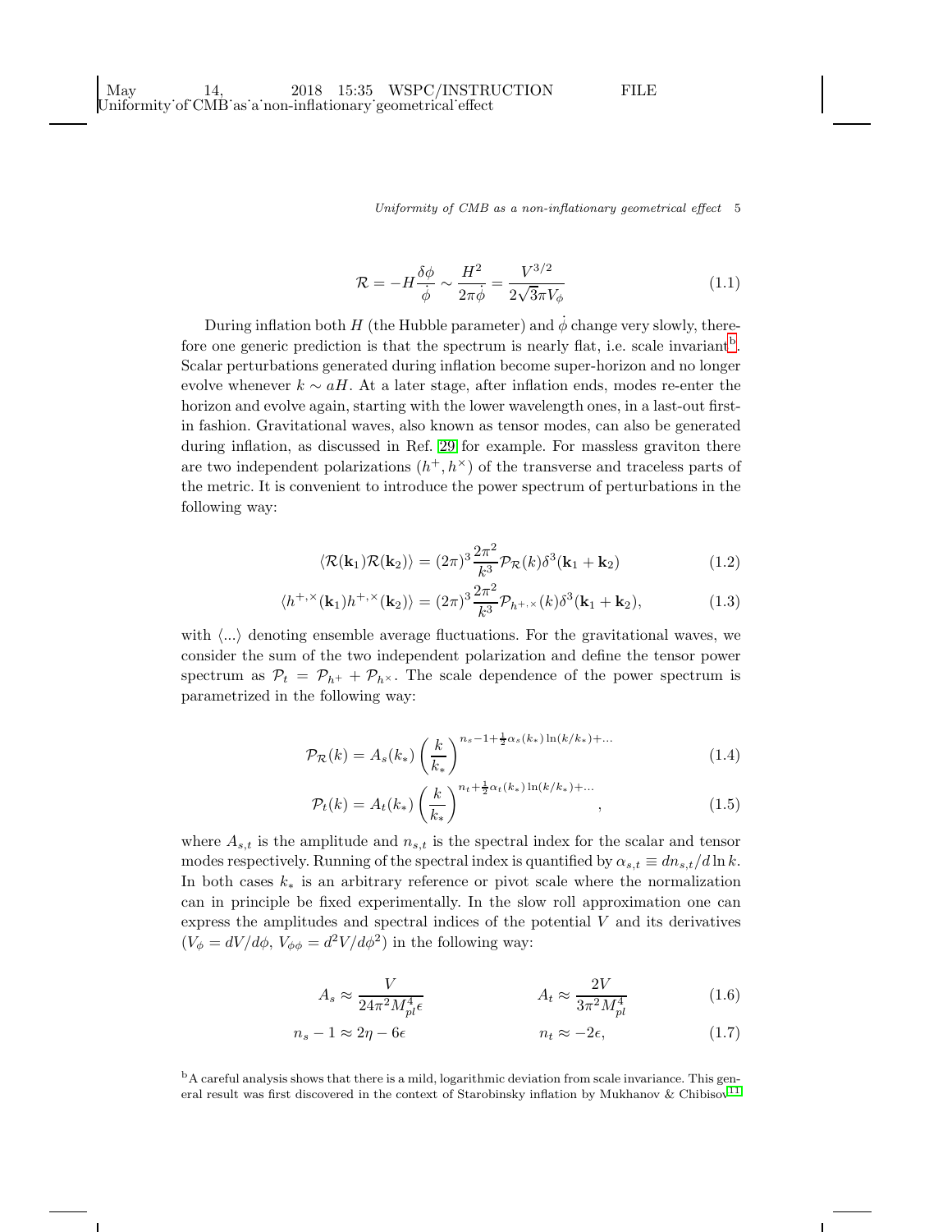$$\mathcal{R} = -H\frac{\delta\phi}{\dot{\phi}} \sim \frac{H^2}{2\pi\dot{\phi}} = \frac{V^{3/2}}{2\sqrt{3}\pi V_\phi} \tag{1.1}$$

During inflation both $H$ (the Hubble parameter) and $\dot{\phi}$ change very slowly, therefore one generic prediction is that the spectrum is nearly flat, i.e. scale invariant[b]. Scalar perturbations generated during inflation become super-horizon and no longer evolve whenever $k \sim aH$. At a later stage, after inflation ends, modes re-enter the horizon and evolve again, starting with the lower wavelength ones, in a last-out first-in fashion. Gravitational waves, also known as tensor modes, can also be generated during inflation, as discussed in Ref. [29] for example. For massless graviton there are two independent polarizations $(h^+, h^\times)$ of the transverse and traceless parts of the metric. It is convenient to introduce the power spectrum of perturbations in the following way:

$$\langle \mathcal{R}(\mathbf{k}_1)\mathcal{R}(\mathbf{k}_2)\rangle = (2\pi)^3 \frac{2\pi^2}{k^3}\mathcal{P}_\mathcal{R}(k)\delta^3(\mathbf{k}_1 + \mathbf{k}_2) \tag{1.2}$$

$$\langle h^{+,\times}(\mathbf{k}_1)h^{+,\times}(\mathbf{k}_2)\rangle = (2\pi)^3 \frac{2\pi^2}{k^3}\mathcal{P}_{h^{+,\times}}(k)\delta^3(\mathbf{k}_1 + \mathbf{k}_2), \tag{1.3}$$

with $\langle ... \rangle$ denoting ensemble average fluctuations. For the gravitational waves, we consider the sum of the two independent polarization and define the tensor power spectrum as $\mathcal{P}_t = \mathcal{P}_{h^+} + \mathcal{P}_{h^\times}$. The scale dependence of the power spectrum is parametrized in the following way:

$$\mathcal{P}_\mathcal{R}(k) = A_s(k_*)\left(\frac{k}{k_*}\right)^{n_s - 1 + \frac{1}{2}\alpha_s(k_*)\ln(k/k_*) + ...} \tag{1.4}$$

$$\mathcal{P}_t(k) = A_t(k_*)\left(\frac{k}{k_*}\right)^{n_t + \frac{1}{2}\alpha_t(k_*)\ln(k/k_*) + ...}, \tag{1.5}$$

where $A_{s,t}$ is the amplitude and $n_{s,t}$ is the spectral index for the scalar and tensor modes respectively. Running of the spectral index is quantified by $\alpha_{s,t} \equiv dn_{s,t}/d\ln k$. In both cases $k_*$ is an arbitrary reference or pivot scale where the normalization can in principle be fixed experimentally. In the slow roll approximation one can express the amplitudes and spectral indices of the potential $V$ and its derivatives ($V_\phi = dV/d\phi$, $V_{\phi\phi} = d^2V/d\phi^2$) in the following way:

$$A_s \approx \frac{V}{24\pi^2 M_{pl}^4 \epsilon} \qquad\qquad A_t \approx \frac{2V}{3\pi^2 M_{pl}^4} \tag{1.6}$$

$$n_s - 1 \approx 2\eta - 6\epsilon \qquad\qquad n_t \approx -2\epsilon, \tag{1.7}$$

[b] A careful analysis shows that there is a mild, logarithmic deviation from scale invariance. This general result was first discovered in the context of Starobinsky inflation by Mukhanov & Chibisov[11]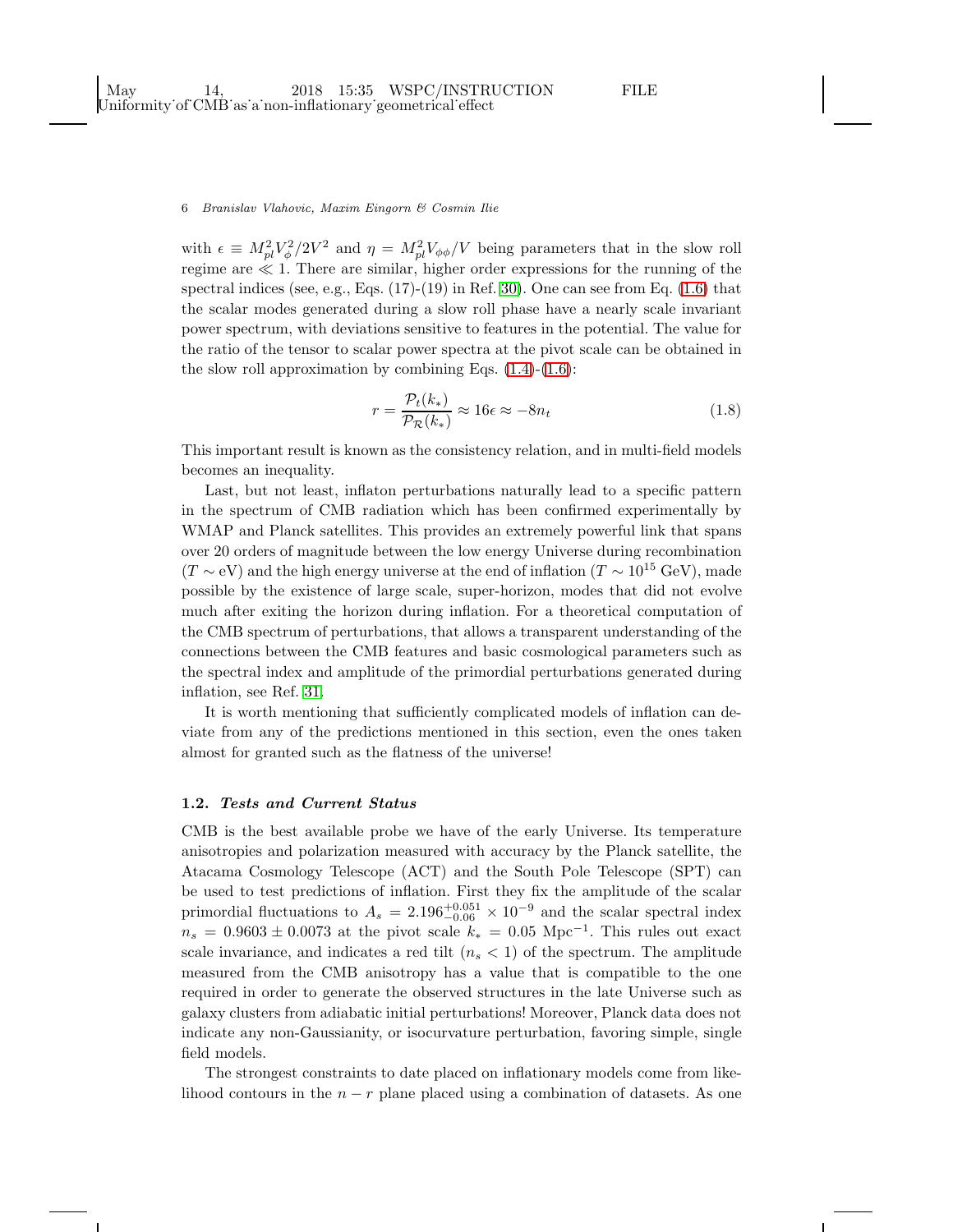with $\epsilon \equiv M_{pl}^2 V_\phi^2 / 2V^2$ and $\eta = M_{pl}^2 V_{\phi\phi}/V$ being parameters that in the slow roll regime are $\ll 1$. There are similar, higher order expressions for the running of the spectral indices (see, e.g., Eqs. (17)-(19) in Ref. 30). One can see from Eq. (1.6) that the scalar modes generated during a slow roll phase have a nearly scale invariant power spectrum, with deviations sensitive to features in the potential. The value for the ratio of the tensor to scalar power spectra at the pivot scale can be obtained in the slow roll approximation by combining Eqs. (1.4)-(1.6):

$$r = \frac{\mathcal{P}_t(k_*)}{\mathcal{P}_\mathcal{R}(k_*)} \approx 16\epsilon \approx -8n_t \tag{1.8}$$

This important result is known as the consistency relation, and in multi-field models becomes an inequality.

Last, but not least, inflaton perturbations naturally lead to a specific pattern in the spectrum of CMB radiation which has been confirmed experimentally by WMAP and Planck satellites. This provides an extremely powerful link that spans over 20 orders of magnitude between the low energy Universe during recombination ($T \sim$ eV) and the high energy universe at the end of inflation ($T \sim 10^{15}$ GeV), made possible by the existence of large scale, super-horizon, modes that did not evolve much after exiting the horizon during inflation. For a theoretical computation of the CMB spectrum of perturbations, that allows a transparent understanding of the connections between the CMB features and basic cosmological parameters such as the spectral index and amplitude of the primordial perturbations generated during inflation, see Ref. 31.

It is worth mentioning that sufficiently complicated models of inflation can deviate from any of the predictions mentioned in this section, even the ones taken almost for granted such as the flatness of the universe!

### 1.2. *Tests and Current Status*

CMB is the best available probe we have of the early Universe. Its temperature anisotropies and polarization measured with accuracy by the Planck satellite, the Atacama Cosmology Telescope (ACT) and the South Pole Telescope (SPT) can be used to test predictions of inflation. First they fix the amplitude of the scalar primordial fluctuations to $A_s = 2.196^{+0.051}_{-0.06} \times 10^{-9}$ and the scalar spectral index $n_s = 0.9603 \pm 0.0073$ at the pivot scale $k_* = 0.05$ Mpc$^{-1}$. This rules out exact scale invariance, and indicates a red tilt ($n_s < 1$) of the spectrum. The amplitude measured from the CMB anisotropy has a value that is compatible to the one required in order to generate the observed structures in the late Universe such as galaxy clusters from adiabatic initial perturbations! Moreover, Planck data does not indicate any non-Gaussianity, or isocurvature perturbation, favoring simple, single field models.

The strongest constraints to date placed on inflationary models come from likelihood contours in the $n - r$ plane placed using a combination of datasets. As one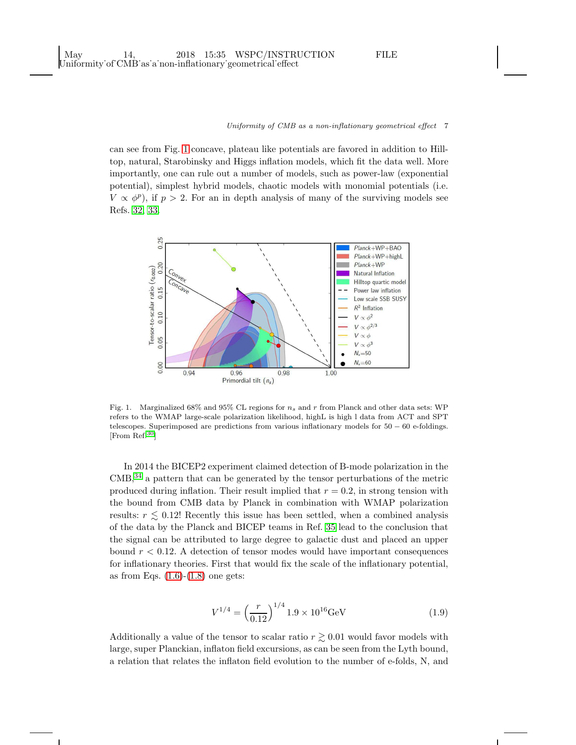can see from Fig. 1 concave, plateau like potentials are favored in addition to Hilltop, natural, Starobinsky and Higgs inflation models, which fit the data well. More importantly, one can rule out a number of models, such as power-law (exponential potential), simplest hybrid models, chaotic models with monomial potentials (i.e. $V \propto \phi^p$), if $p > 2$. For an in depth analysis of many of the surviving models see Refs. 32, 33.

Fig. 1. Marginalized 68% and 95% CL regions for $n_s$ and $r$ from Planck and other data sets: WP refers to the WMAP large-scale polarization likelihood, highL is high l data from ACT and SPT telescopes. Superimposed are predictions from various inflationary models for $50 - 60$ e-foldings. [From Ref.[30]]

In 2014 the BICEP2 experiment claimed detection of B-mode polarization in the CMB,[34] a pattern that can be generated by the tensor perturbations of the metric produced during inflation. Their result implied that $r = 0.2$, in strong tension with the bound from CMB data by Planck in combination with WMAP polarization results: $r \lesssim 0.12$! Recently this issue has been settled, when a combined analysis of the data by the Planck and BICEP teams in Ref. 35 lead to the conclusion that the signal can be attributed to large degree to galactic dust and placed an upper bound $r < 0.12$. A detection of tensor modes would have important consequences for inflationary theories. First that would fix the scale of the inflationary potential, as from Eqs. (1.6)-(1.8) one gets:

$$V^{1/4} = \left(\frac{r}{0.12}\right)^{1/4} 1.9 \times 10^{16}\text{GeV} \tag{1.9}$$

Additionally a value of the tensor to scalar ratio $r \gtrsim 0.01$ would favor models with large, super Planckian, inflaton field excursions, as can be seen from the Lyth bound, a relation that relates the inflaton field evolution to the number of e-folds, N, and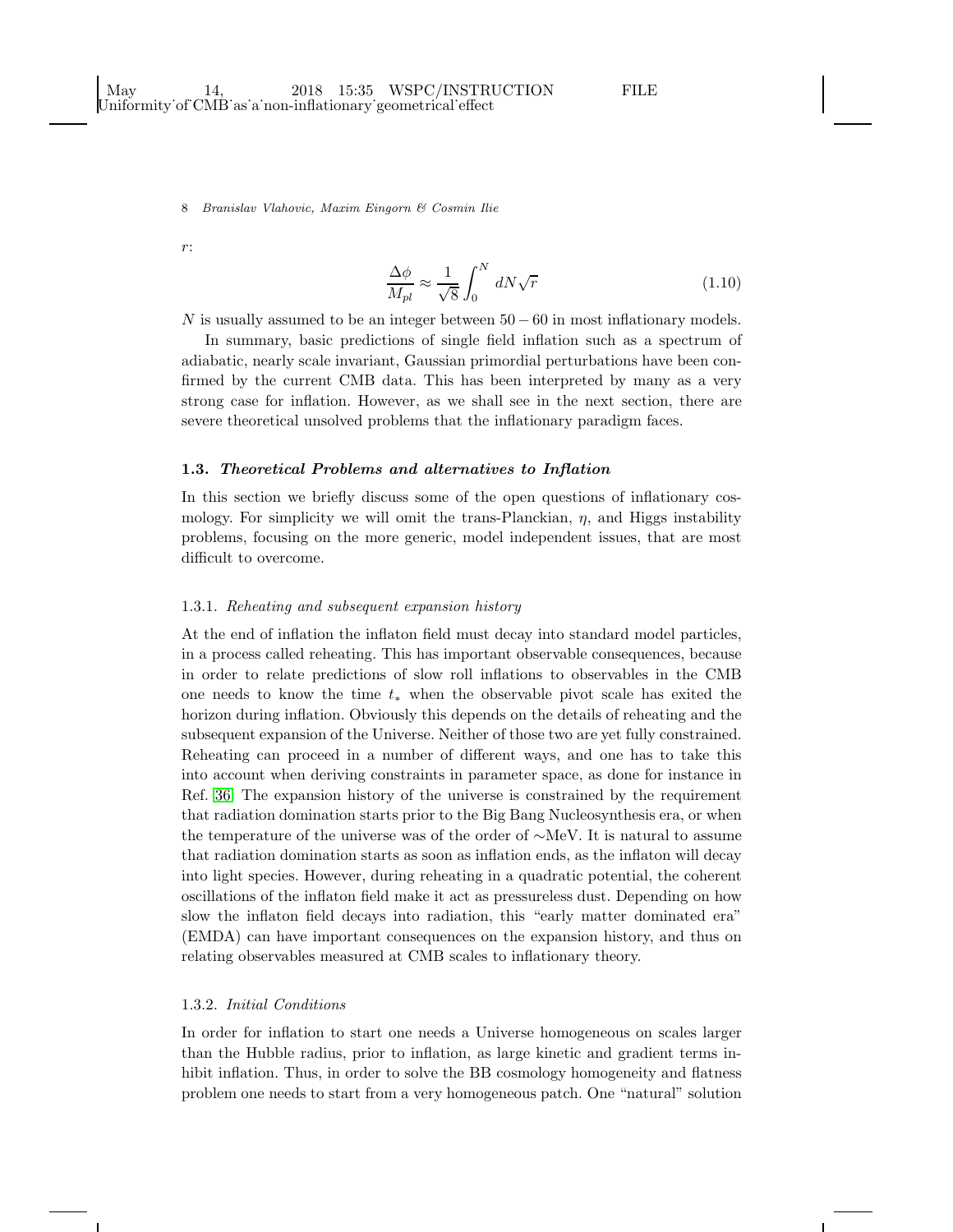$r$:

$$\frac{\Delta\phi}{M_{pl}} \approx \frac{1}{\sqrt{8}} \int_0^N dN \sqrt{r} \tag{1.10}$$

$N$ is usually assumed to be an integer between $50 - 60$ in most inflationary models.

In summary, basic predictions of single field inflation such as a spectrum of adiabatic, nearly scale invariant, Gaussian primordial perturbations have been confirmed by the current CMB data. This has been interpreted by many as a very strong case for inflation. However, as we shall see in the next section, there are severe theoretical unsolved problems that the inflationary paradigm faces.

### 1.3. *Theoretical Problems and alternatives to Inflation*

In this section we briefly discuss some of the open questions of inflationary cosmology. For simplicity we will omit the trans-Planckian, $\eta$, and Higgs instability problems, focusing on the more generic, model independent issues, that are most difficult to overcome.

#### 1.3.1. *Reheating and subsequent expansion history*

At the end of inflation the inflaton field must decay into standard model particles, in a process called reheating. This has important observable consequences, because in order to relate predictions of slow roll inflations to observables in the CMB one needs to know the time $t_*$ when the observable pivot scale has exited the horizon during inflation. Obviously this depends on the details of reheating and the subsequent expansion of the Universe. Neither of those two are yet fully constrained. Reheating can proceed in a number of different ways, and one has to take this into account when deriving constraints in parameter space, as done for instance in Ref. [36] The expansion history of the universe is constrained by the requirement that radiation domination starts prior to the Big Bang Nucleosynthesis era, or when the temperature of the universe was of the order of $\sim$MeV. It is natural to assume that radiation domination starts as soon as inflation ends, as the inflaton will decay into light species. However, during reheating in a quadratic potential, the coherent oscillations of the inflaton field make it act as pressureless dust. Depending on how slow the inflaton field decays into radiation, this "early matter dominated era" (EMDA) can have important consequences on the expansion history, and thus on relating observables measured at CMB scales to inflationary theory.

#### 1.3.2. *Initial Conditions*

In order for inflation to start one needs a Universe homogeneous on scales larger than the Hubble radius, prior to inflation, as large kinetic and gradient terms inhibit inflation. Thus, in order to solve the BB cosmology homogeneity and flatness problem one needs to start from a very homogeneous patch. One "natural" solution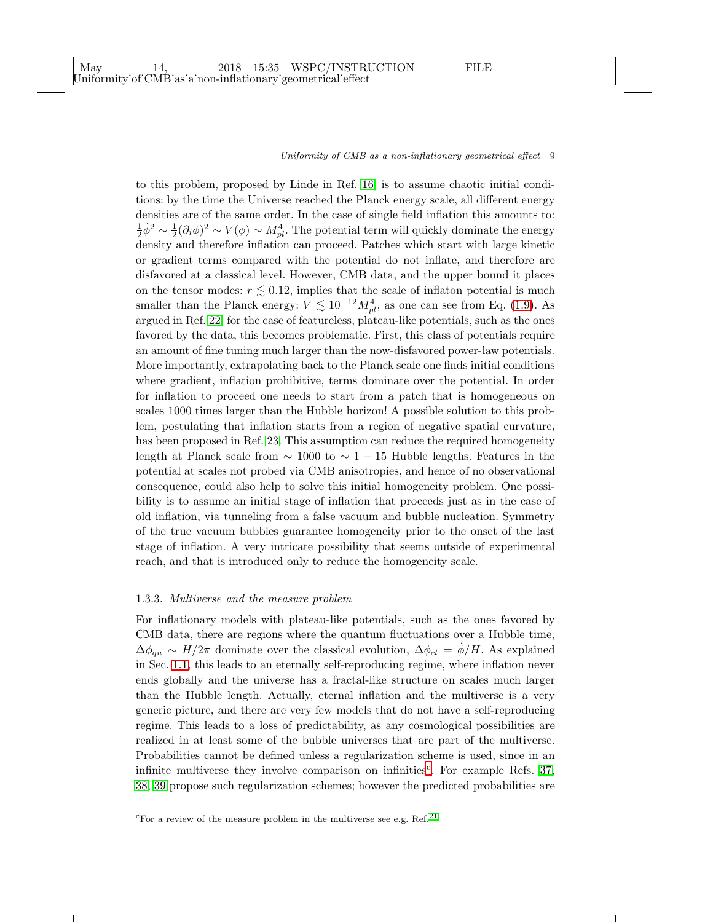to this problem, proposed by Linde in Ref. [16] is to assume chaotic initial conditions: by the time the Universe reached the Planck energy scale, all different energy densities are of the same order. In the case of single field inflation this amounts to: $\frac{1}{2}\dot{\phi}^2 \sim \frac{1}{2}(\partial_i \phi)^2 \sim V(\phi) \sim M_{pl}^4$. The potential term will quickly dominate the energy density and therefore inflation can proceed. Patches which start with large kinetic or gradient terms compared with the potential do not inflate, and therefore are disfavored at a classical level. However, CMB data, and the upper bound it places on the tensor modes: $r \lesssim 0.12$, implies that the scale of inflaton potential is much smaller than the Planck energy: $V \lesssim 10^{-12} M_{pl}^4$, as one can see from Eq. (1.9). As argued in Ref. [22] for the case of featureless, plateau-like potentials, such as the ones favored by the data, this becomes problematic. First, this class of potentials require an amount of fine tuning much larger than the now-disfavored power-law potentials. More importantly, extrapolating back to the Planck scale one finds initial conditions where gradient, inflation prohibitive, terms dominate over the potential. In order for inflation to proceed one needs to start from a patch that is homogeneous on scales 1000 times larger than the Hubble horizon! A possible solution to this problem, postulating that inflation starts from a region of negative spatial curvature, has been proposed in Ref. [23] This assumption can reduce the required homogeneity length at Planck scale from $\sim 1000$ to $\sim 1-15$ Hubble lengths. Features in the potential at scales not probed via CMB anisotropies, and hence of no observational consequence, could also help to solve this initial homogeneity problem. One possibility is to assume an initial stage of inflation that proceeds just as in the case of old inflation, via tunneling from a false vacuum and bubble nucleation. Symmetry of the true vacuum bubbles guarantee homogeneity prior to the onset of the last stage of inflation. A very intricate possibility that seems outside of experimental reach, and that is introduced only to reduce the homogeneity scale.

### 1.3.3. *Multiverse and the measure problem*

For inflationary models with plateau-like potentials, such as the ones favored by CMB data, there are regions where the quantum fluctuations over a Hubble time, $\Delta\phi_{qu} \sim H/2\pi$ dominate over the classical evolution, $\Delta\phi_{cl} = \dot{\phi}/H$. As explained in Sec. 1.1, this leads to an eternally self-reproducing regime, where inflation never ends globally and the universe has a fractal-like structure on scales much larger than the Hubble length. Actually, eternal inflation and the multiverse is a very generic picture, and there are very few models that do not have a self-reproducing regime. This leads to a loss of predictability, as any cosmological possibilities are realized in at least some of the bubble universes that are part of the multiverse. Probabilities cannot be defined unless a regularization scheme is used, since in an infinite multiverse they involve comparison on infinities[c]. For example Refs. [37, 38, 39] propose such regularization schemes; however the predicted probabilities are

[c]For a review of the measure problem in the multiverse see e.g. Ref.[21]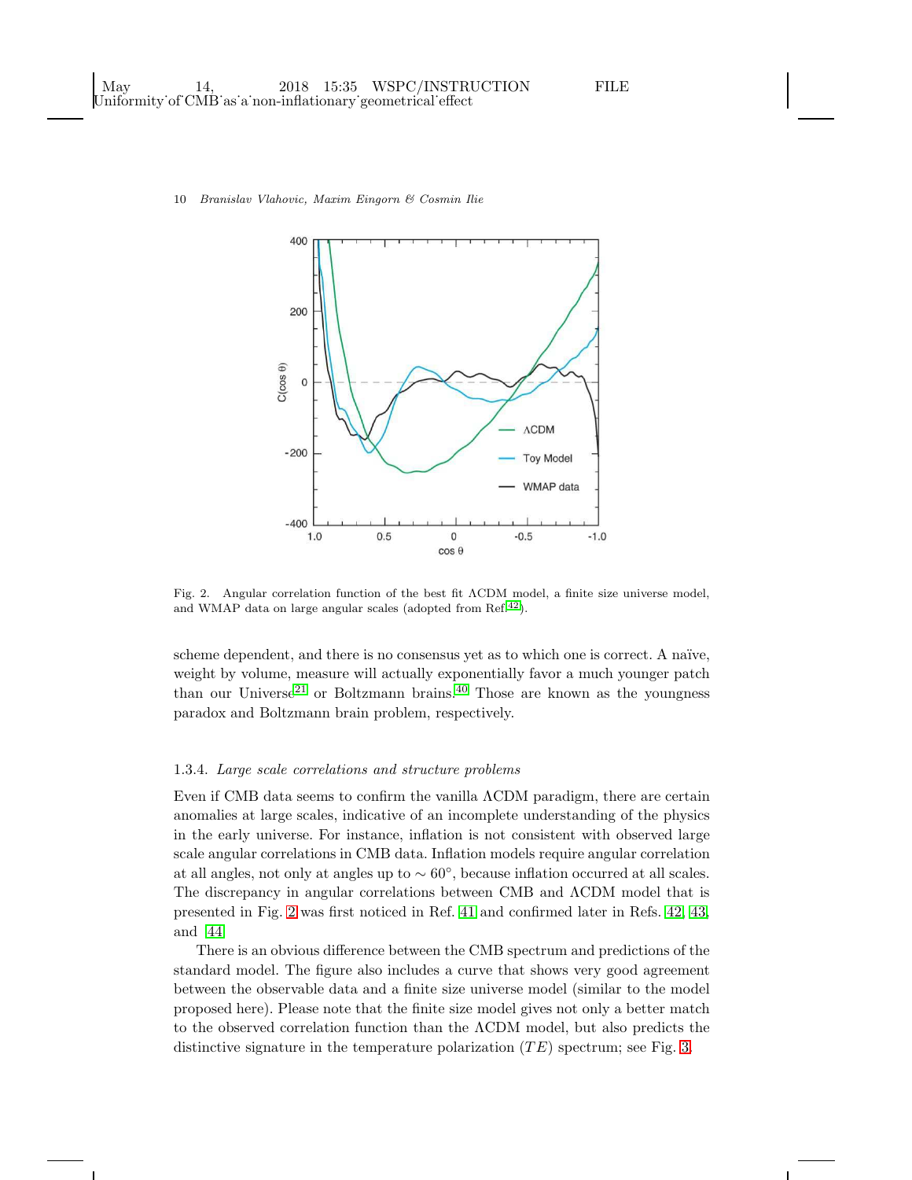Fig. 2. Angular correlation function of the best fit ΛCDM model, a finite size universe model, and WMAP data on large angular scales (adopted from Ref.[42]).

scheme dependent, and there is no consensus yet as to which one is correct. A naïve, weight by volume, measure will actually exponentially favor a much younger patch than our Universe[21] or Boltzmann brains.[40] Those are known as the youngness paradox and Boltzmann brain problem, respectively.

### 1.3.4. *Large scale correlations and structure problems*

Even if CMB data seems to confirm the vanilla ΛCDM paradigm, there are certain anomalies at large scales, indicative of an incomplete understanding of the physics in the early universe. For instance, inflation is not consistent with observed large scale angular correlations in CMB data. Inflation models require angular correlation at all angles, not only at angles up to $\sim 60^\circ$, because inflation occurred at all scales. The discrepancy in angular correlations between CMB and ΛCDM model that is presented in Fig. 2 was first noticed in Ref. 41 and confirmed later in Refs. 42, 43, and 44.

There is an obvious difference between the CMB spectrum and predictions of the standard model. The figure also includes a curve that shows very good agreement between the observable data and a finite size universe model (similar to the model proposed here). Please note that the finite size model gives not only a better match to the observed correlation function than the ΛCDM model, but also predicts the distinctive signature in the temperature polarization ($TE$) spectrum; see Fig. 3.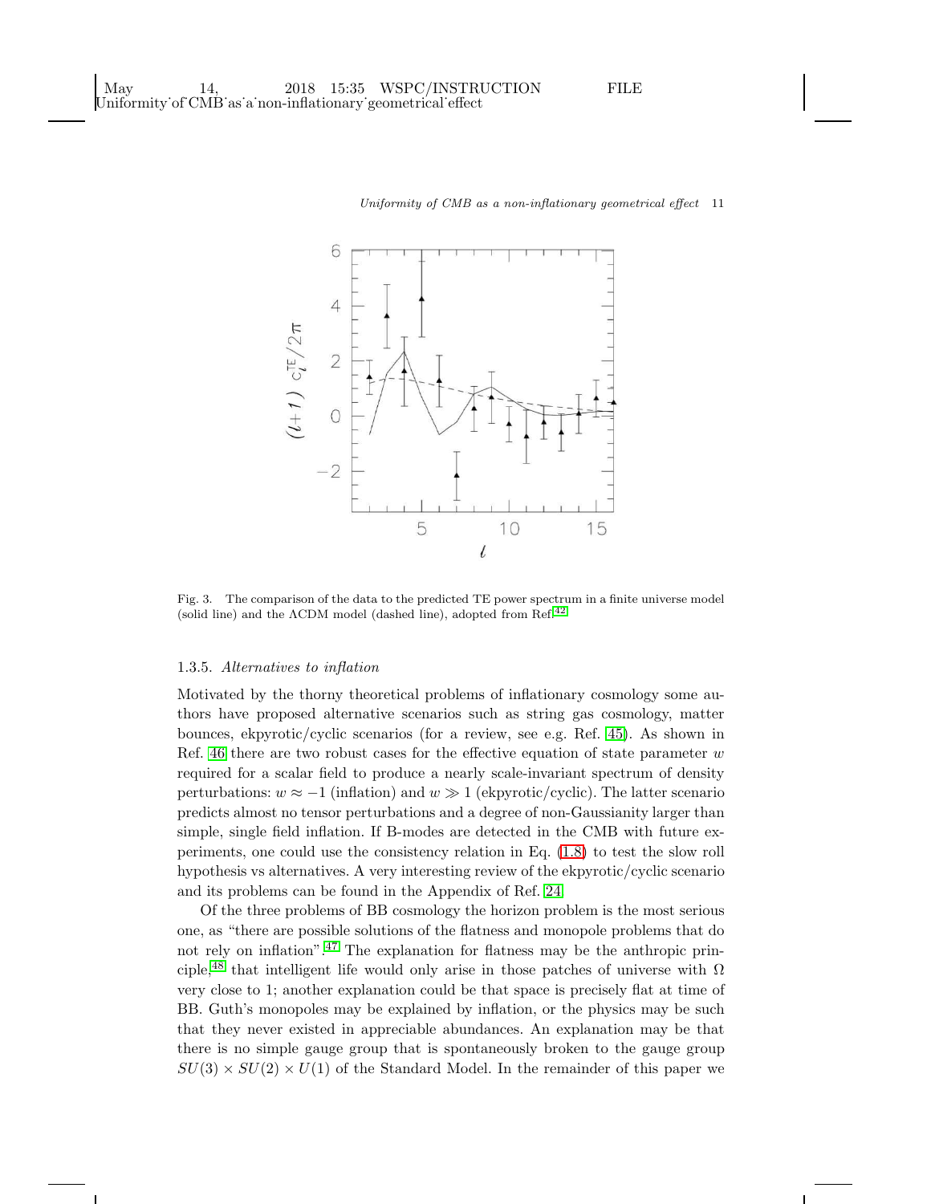Fig. 3. The comparison of the data to the predicted TE power spectrum in a finite universe model (solid line) and the ΛCDM model (dashed line), adopted from Ref.[42]

### 1.3.5. *Alternatives to inflation*

Motivated by the thorny theoretical problems of inflationary cosmology some authors have proposed alternative scenarios such as string gas cosmology, matter bounces, ekpyrotic/cyclic scenarios (for a review, see e.g. Ref. 45). As shown in Ref. 46 there are two robust cases for the effective equation of state parameter $w$ required for a scalar field to produce a nearly scale-invariant spectrum of density perturbations: $w \approx -1$ (inflation) and $w \gg 1$ (ekpyrotic/cyclic). The latter scenario predicts almost no tensor perturbations and a degree of non-Gaussianity larger than simple, single field inflation. If B-modes are detected in the CMB with future experiments, one could use the consistency relation in Eq. (1.8) to test the slow roll hypothesis vs alternatives. A very interesting review of the ekpyrotic/cyclic scenario and its problems can be found in the Appendix of Ref. 24.

Of the three problems of BB cosmology the horizon problem is the most serious one, as "there are possible solutions of the flatness and monopole problems that do not rely on inflation".[47] The explanation for flatness may be the anthropic principle,[48] that intelligent life would only arise in those patches of universe with $\Omega$ very close to 1; another explanation could be that space is precisely flat at time of BB. Guth's monopoles may be explained by inflation, or the physics may be such that they never existed in appreciable abundances. An explanation may be that there is no simple gauge group that is spontaneously broken to the gauge group $SU(3) \times SU(2) \times U(1)$ of the Standard Model. In the remainder of this paper we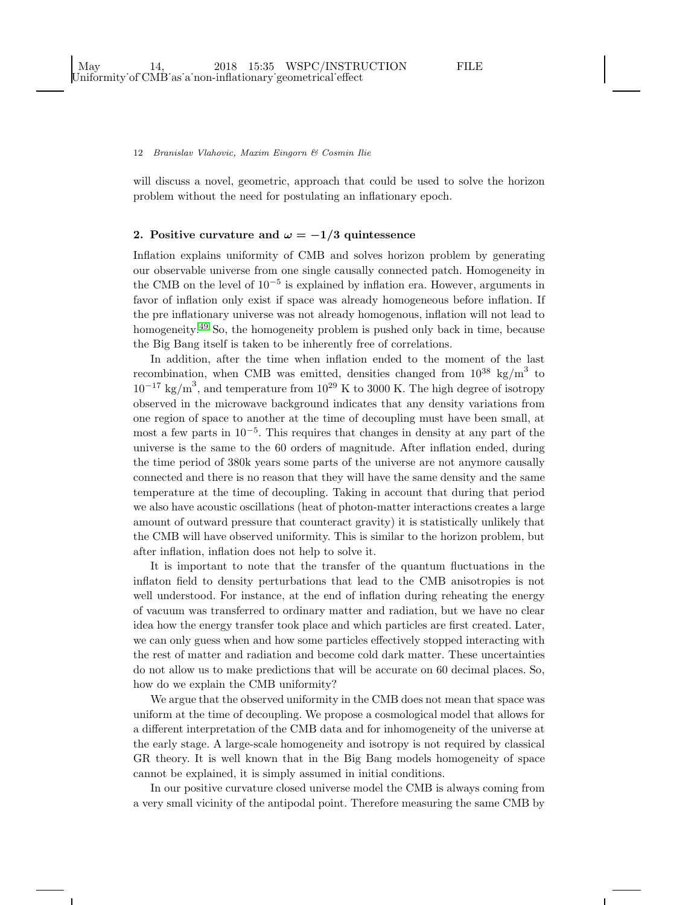will discuss a novel, geometric, approach that could be used to solve the horizon problem without the need for postulating an inflationary epoch.

## 2. Positive curvature and $\omega = -1/3$ quintessence

Inflation explains uniformity of CMB and solves horizon problem by generating our observable universe from one single causally connected patch. Homogeneity in the CMB on the level of $10^{-5}$ is explained by inflation era. However, arguments in favor of inflation only exist if space was already homogeneous before inflation. If the pre inflationary universe was not already homogenous, inflation will not lead to homogeneity.[49] So, the homogeneity problem is pushed only back in time, because the Big Bang itself is taken to be inherently free of correlations.

In addition, after the time when inflation ended to the moment of the last recombination, when CMB was emitted, densities changed from $10^{38}$ kg/m$^3$ to $10^{-17}$ kg/m$^3$, and temperature from $10^{29}$ K to 3000 K. The high degree of isotropy observed in the microwave background indicates that any density variations from one region of space to another at the time of decoupling must have been small, at most a few parts in $10^{-5}$. This requires that changes in density at any part of the universe is the same to the 60 orders of magnitude. After inflation ended, during the time period of 380k years some parts of the universe are not anymore causally connected and there is no reason that they will have the same density and the same temperature at the time of decoupling. Taking in account that during that period we also have acoustic oscillations (heat of photon-matter interactions creates a large amount of outward pressure that counteract gravity) it is statistically unlikely that the CMB will have observed uniformity. This is similar to the horizon problem, but after inflation, inflation does not help to solve it.

It is important to note that the transfer of the quantum fluctuations in the inflaton field to density perturbations that lead to the CMB anisotropies is not well understood. For instance, at the end of inflation during reheating the energy of vacuum was transferred to ordinary matter and radiation, but we have no clear idea how the energy transfer took place and which particles are first created. Later, we can only guess when and how some particles effectively stopped interacting with the rest of matter and radiation and become cold dark matter. These uncertainties do not allow us to make predictions that will be accurate on 60 decimal places. So, how do we explain the CMB uniformity?

We argue that the observed uniformity in the CMB does not mean that space was uniform at the time of decoupling. We propose a cosmological model that allows for a different interpretation of the CMB data and for inhomogeneity of the universe at the early stage. A large-scale homogeneity and isotropy is not required by classical GR theory. It is well known that in the Big Bang models homogeneity of space cannot be explained, it is simply assumed in initial conditions.

In our positive curvature closed universe model the CMB is always coming from a very small vicinity of the antipodal point. Therefore measuring the same CMB by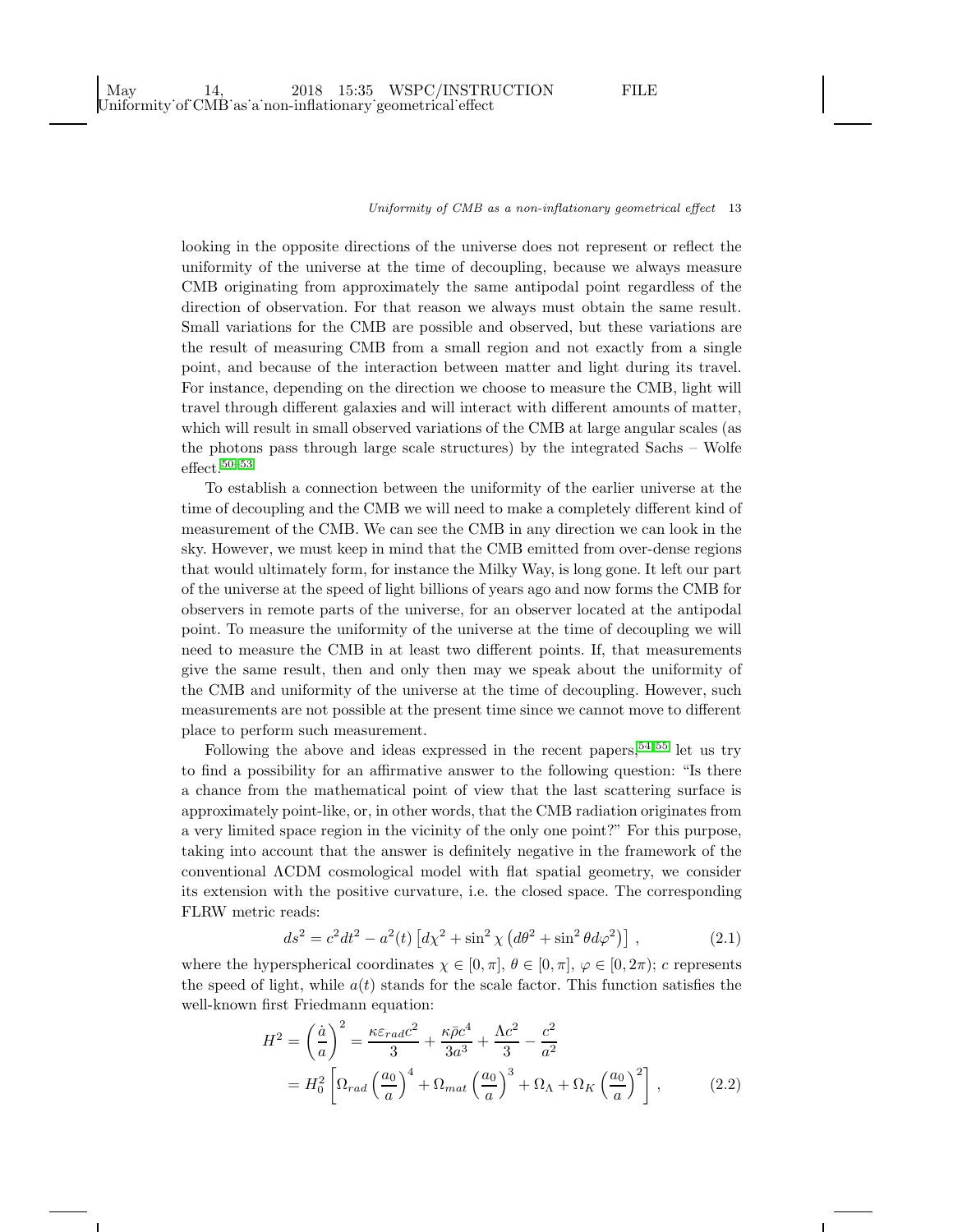looking in the opposite directions of the universe does not represent or reflect the uniformity of the universe at the time of decoupling, because we always measure CMB originating from approximately the same antipodal point regardless of the direction of observation. For that reason we always must obtain the same result. Small variations for the CMB are possible and observed, but these variations are the result of measuring CMB from a small region and not exactly from a single point, and because of the interaction between matter and light during its travel. For instance, depending on the direction we choose to measure the CMB, light will travel through different galaxies and will interact with different amounts of matter, which will result in small observed variations of the CMB at large angular scales (as the photons pass through large scale structures) by the integrated Sachs – Wolfe effect.[50–53]

To establish a connection between the uniformity of the earlier universe at the time of decoupling and the CMB we will need to make a completely different kind of measurement of the CMB. We can see the CMB in any direction we can look in the sky. However, we must keep in mind that the CMB emitted from over-dense regions that would ultimately form, for instance the Milky Way, is long gone. It left our part of the universe at the speed of light billions of years ago and now forms the CMB for observers in remote parts of the universe, for an observer located at the antipodal point. To measure the uniformity of the universe at the time of decoupling we will need to measure the CMB in at least two different points. If, that measurements give the same result, then and only then may we speak about the uniformity of the CMB and uniformity of the universe at the time of decoupling. However, such measurements are not possible at the present time since we cannot move to different place to perform such measurement.

Following the above and ideas expressed in the recent papers,[54,55] let us try to find a possibility for an affirmative answer to the following question: "Is there a chance from the mathematical point of view that the last scattering surface is approximately point-like, or, in other words, that the CMB radiation originates from a very limited space region in the vicinity of the only one point?" For this purpose, taking into account that the answer is definitely negative in the framework of the conventional ΛCDM cosmological model with flat spatial geometry, we consider its extension with the positive curvature, i.e. the closed space. The corresponding FLRW metric reads:

$$ds^2 = c^2 dt^2 - a^2(t)\left[d\chi^2 + \sin^2\chi\left(d\theta^2 + \sin^2\theta d\varphi^2\right)\right], \tag{2.1}$$

where the hyperspherical coordinates $\chi \in [0, \pi]$, $\theta \in [0, \pi]$, $\varphi \in [0, 2\pi)$; $c$ represents the speed of light, while $a(t)$ stands for the scale factor. This function satisfies the well-known first Friedmann equation:

$$\begin{aligned} H^2 = \left(\frac{\dot{a}}{a}\right)^2 &= \frac{\kappa \varepsilon_{rad} c^2}{3} + \frac{\kappa \bar{\rho} c^4}{3a^3} + \frac{\Lambda c^2}{3} - \frac{c^2}{a^2} \\ &= H_0^2\left[\Omega_{rad}\left(\frac{a_0}{a}\right)^4 + \Omega_{mat}\left(\frac{a_0}{a}\right)^3 + \Omega_\Lambda + \Omega_K\left(\frac{a_0}{a}\right)^2\right], \end{aligned} \tag{2.2}$$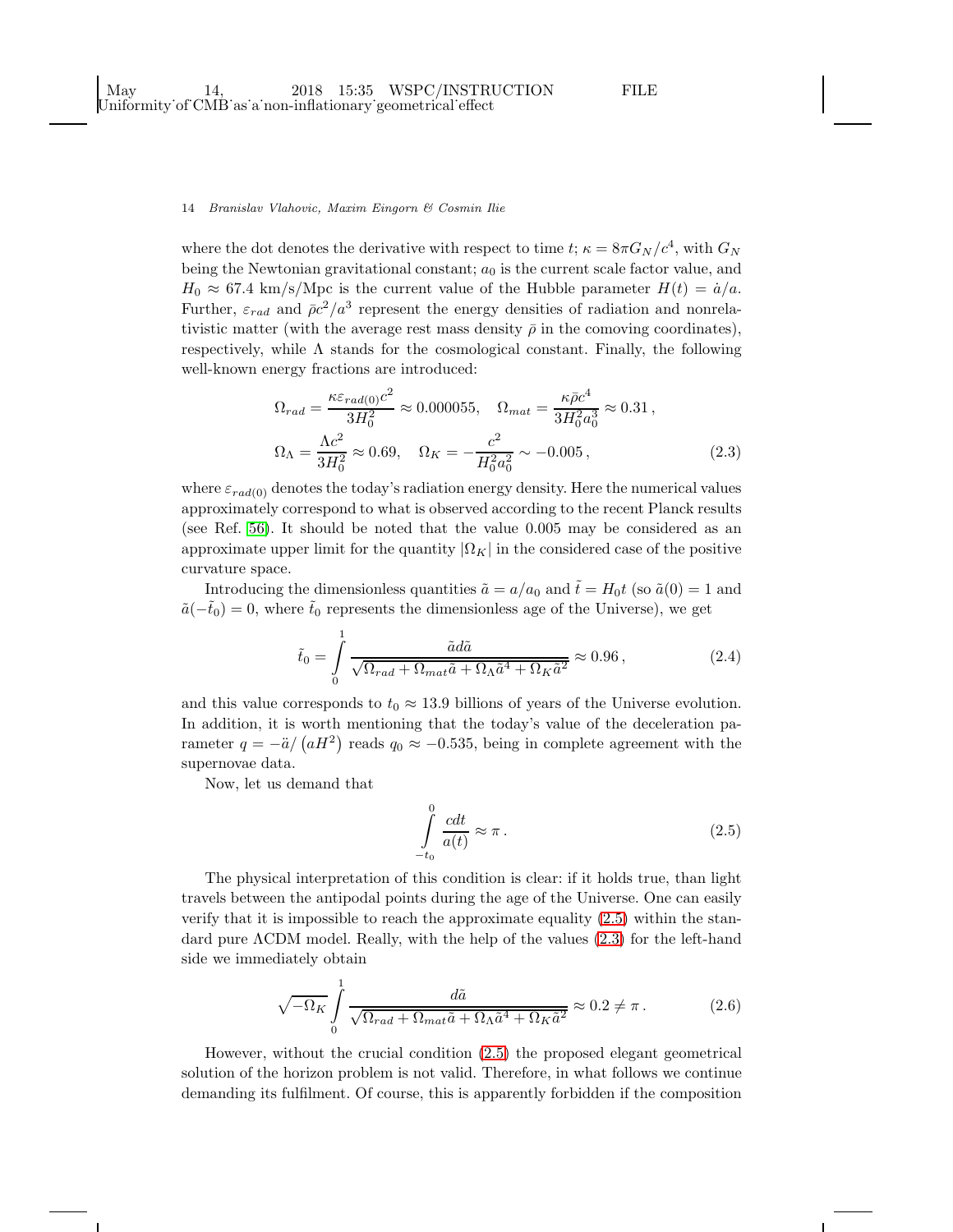where the dot denotes the derivative with respect to time $t$; $\kappa = 8\pi G_N/c^4$, with $G_N$ being the Newtonian gravitational constant; $a_0$ is the current scale factor value, and $H_0 \approx 67.4$ km/s/Mpc is the current value of the Hubble parameter $H(t) = \dot{a}/a$. Further, $\varepsilon_{rad}$ and $\bar{\rho}c^2/a^3$ represent the energy densities of radiation and nonrelativistic matter (with the average rest mass density $\bar{\rho}$ in the comoving coordinates), respectively, while $\Lambda$ stands for the cosmological constant. Finally, the following well-known energy fractions are introduced:

$$
\Omega_{rad} = \frac{\kappa \varepsilon_{rad(0)} c^2}{3H_0^2} \approx 0.000055, \quad \Omega_{mat} = \frac{\kappa \bar{\rho} c^4}{3H_0^2 a_0^3} \approx 0.31\,,
$$
$$
\Omega_\Lambda = \frac{\Lambda c^2}{3H_0^2} \approx 0.69, \quad \Omega_K = -\frac{c^2}{H_0^2 a_0^2} \sim -0.005\,, \tag{2.3}
$$

where $\varepsilon_{rad(0)}$ denotes the today's radiation energy density. Here the numerical values approximately correspond to what is observed according to the recent Planck results (see Ref. 56). It should be noted that the value 0.005 may be considered as an approximate upper limit for the quantity $|\Omega_K|$ in the considered case of the positive curvature space.

Introducing the dimensionless quantities $\tilde{a} = a/a_0$ and $\tilde{t} = H_0 t$ (so $\tilde{a}(0) = 1$ and $\tilde{a}(-\tilde{t}_0) = 0$, where $\tilde{t}_0$ represents the dimensionless age of the Universe), we get

$$
\tilde{t}_0 = \int_0^1 \frac{\tilde{a} d\tilde{a}}{\sqrt{\Omega_{rad} + \Omega_{mat}\tilde{a} + \Omega_\Lambda \tilde{a}^4 + \Omega_K \tilde{a}^2}} \approx 0.96\,, \tag{2.4}
$$

and this value corresponds to $t_0 \approx 13.9$ billions of years of the Universe evolution. In addition, it is worth mentioning that the today's value of the deceleration parameter $q = -\ddot{a}/\left(aH^2\right)$ reads $q_0 \approx -0.535$, being in complete agreement with the supernovae data.

Now, let us demand that

$$
\int_{-t_0}^{0} \frac{c dt}{a(t)} \approx \pi\,. \tag{2.5}
$$

The physical interpretation of this condition is clear: if it holds true, than light travels between the antipodal points during the age of the Universe. One can easily verify that it is impossible to reach the approximate equality (2.5) within the standard pure ΛCDM model. Really, with the help of the values (2.3) for the left-hand side we immediately obtain

$$
\sqrt{-\Omega_K} \int_0^1 \frac{d\tilde{a}}{\sqrt{\Omega_{rad} + \Omega_{mat}\tilde{a} + \Omega_\Lambda \tilde{a}^4 + \Omega_K \tilde{a}^2}} \approx 0.2 \neq \pi\,. \tag{2.6}
$$

However, without the crucial condition (2.5) the proposed elegant geometrical solution of the horizon problem is not valid. Therefore, in what follows we continue demanding its fulfilment. Of course, this is apparently forbidden if the composition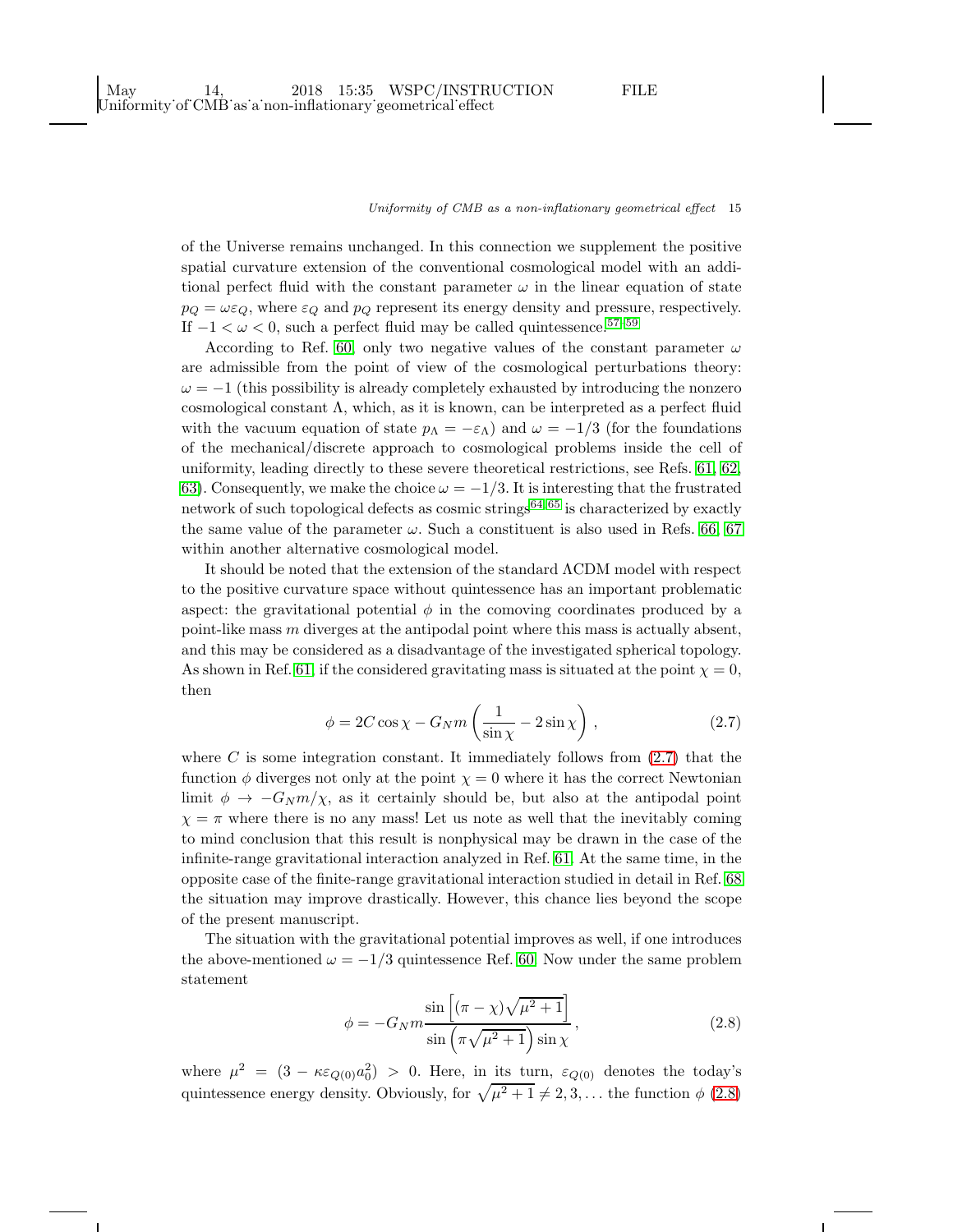of the Universe remains unchanged. In this connection we supplement the positive spatial curvature extension of the conventional cosmological model with an additional perfect fluid with the constant parameter $\omega$ in the linear equation of state $p_Q = \omega \varepsilon_Q$, where $\varepsilon_Q$ and $p_Q$ represent its energy density and pressure, respectively. If $-1 < \omega < 0$, such a perfect fluid may be called quintessence.[57–59]

According to Ref. [60], only two negative values of the constant parameter $\omega$ are admissible from the point of view of the cosmological perturbations theory: $\omega = -1$ (this possibility is already completely exhausted by introducing the nonzero cosmological constant $\Lambda$, which, as it is known, can be interpreted as a perfect fluid with the vacuum equation of state $p_\Lambda = -\varepsilon_\Lambda$) and $\omega = -1/3$ (for the foundations of the mechanical/discrete approach to cosmological problems inside the cell of uniformity, leading directly to these severe theoretical restrictions, see Refs. [61, 62, 63]). Consequently, we make the choice $\omega = -1/3$. It is interesting that the frustrated network of such topological defects as cosmic strings[64,65] is characterized by exactly the same value of the parameter $\omega$. Such a constituent is also used in Refs. [66, 67] within another alternative cosmological model.

It should be noted that the extension of the standard ΛCDM model with respect to the positive curvature space without quintessence has an important problematic aspect: the gravitational potential $\phi$ in the comoving coordinates produced by a point-like mass $m$ diverges at the antipodal point where this mass is actually absent, and this may be considered as a disadvantage of the investigated spherical topology. As shown in Ref. [61], if the considered gravitating mass is situated at the point $\chi = 0$, then

$$\phi = 2C \cos\chi - G_N m \left( \frac{1}{\sin\chi} - 2 \sin\chi \right) , \tag{2.7}$$

where $C$ is some integration constant. It immediately follows from (2.7) that the function $\phi$ diverges not only at the point $\chi = 0$ where it has the correct Newtonian limit $\phi \to -G_N m/\chi$, as it certainly should be, but also at the antipodal point $\chi = \pi$ where there is no any mass! Let us note as well that the inevitably coming to mind conclusion that this result is nonphysical may be drawn in the case of the infinite-range gravitational interaction analyzed in Ref. [61]. At the same time, in the opposite case of the finite-range gravitational interaction studied in detail in Ref. [68] the situation may improve drastically. However, this chance lies beyond the scope of the present manuscript.

The situation with the gravitational potential improves as well, if one introduces the above-mentioned $\omega = -1/3$ quintessence Ref. [60]. Now under the same problem statement

$$\phi = -G_N m \frac{\sin\left[(\pi - \chi)\sqrt{\mu^2 + 1}\right]}{\sin\left(\pi\sqrt{\mu^2 + 1}\right) \sin\chi} , \tag{2.8}$$

where $\mu^2 = (3 - \kappa \varepsilon_{Q(0)} a_0^2) > 0$. Here, in its turn, $\varepsilon_{Q(0)}$ denotes the today's quintessence energy density. Obviously, for $\sqrt{\mu^2 + 1} \neq 2, 3, \ldots$ the function $\phi$ (2.8)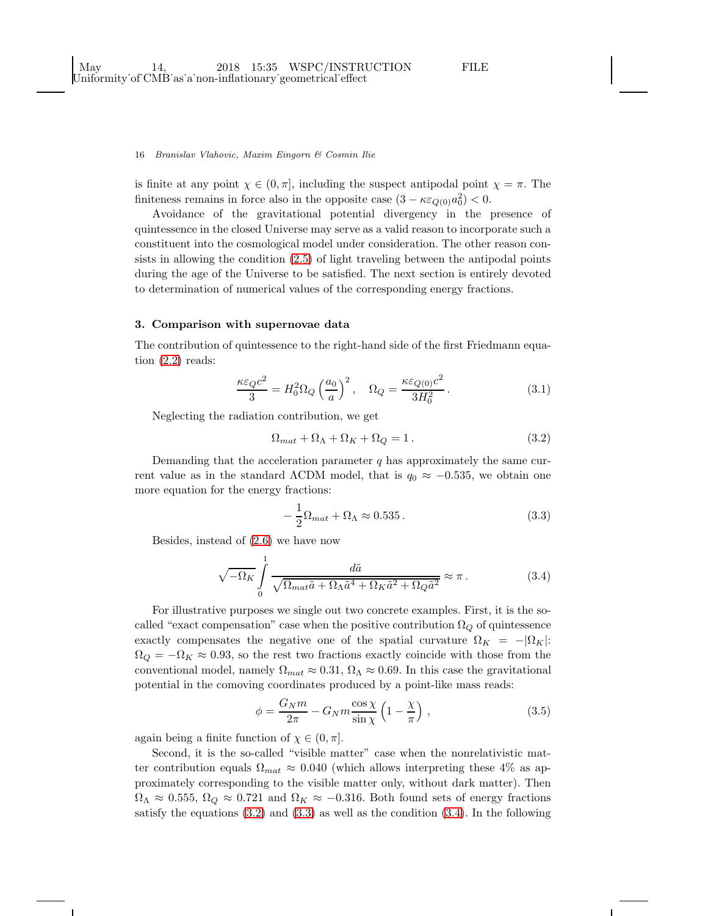is finite at any point $\chi \in (0, \pi]$, including the suspect antipodal point $\chi = \pi$. The finiteness remains in force also in the opposite case $(3 - \kappa\varepsilon_{Q(0)}a_0^2) < 0$.

Avoidance of the gravitational potential divergency in the presence of quintessence in the closed Universe may serve as a valid reason to incorporate such a constituent into the cosmological model under consideration. The other reason consists in allowing the condition (2.5) of light traveling between the antipodal points during the age of the Universe to be satisfied. The next section is entirely devoted to determination of numerical values of the corresponding energy fractions.

## 3. Comparison with supernovae data

The contribution of quintessence to the right-hand side of the first Friedmann equation (2.2) reads:

$$\frac{\kappa\varepsilon_Q c^2}{3} = H_0^2 \Omega_Q \left(\frac{a_0}{a}\right)^2, \quad \Omega_Q = \frac{\kappa\varepsilon_{Q(0)}c^2}{3H_0^2}. \tag{3.1}$$

Neglecting the radiation contribution, we get

$$\Omega_{mat} + \Omega_\Lambda + \Omega_K + \Omega_Q = 1. \tag{3.2}$$

Demanding that the acceleration parameter $q$ has approximately the same current value as in the standard ΛCDM model, that is $q_0 \approx -0.535$, we obtain one more equation for the energy fractions:

$$-\frac{1}{2}\Omega_{mat} + \Omega_\Lambda \approx 0.535. \tag{3.3}$$

Besides, instead of (2.6) we have now

$$\sqrt{-\Omega_K}\int\limits_0^1 \frac{d\tilde{a}}{\sqrt{\Omega_{mat}\tilde{a} + \Omega_\Lambda\tilde{a}^4 + \Omega_K\tilde{a}^2 + \Omega_Q\tilde{a}^2}} \approx \pi. \tag{3.4}$$

For illustrative purposes we single out two concrete examples. First, it is the so-called "exact compensation" case when the positive contribution $\Omega_Q$ of quintessence exactly compensates the negative one of the spatial curvature $\Omega_K = -|\Omega_K|$: $\Omega_Q = -\Omega_K \approx 0.93$, so the rest two fractions exactly coincide with those from the conventional model, namely $\Omega_{mat} \approx 0.31$, $\Omega_\Lambda \approx 0.69$. In this case the gravitational potential in the comoving coordinates produced by a point-like mass reads:

$$\phi = \frac{G_N m}{2\pi} - G_N m \frac{\cos\chi}{\sin\chi}\left(1 - \frac{\chi}{\pi}\right), \tag{3.5}$$

again being a finite function of $\chi \in (0, \pi]$.

Second, it is the so-called "visible matter" case when the nonrelativistic matter contribution equals $\Omega_{mat} \approx 0.040$ (which allows interpreting these 4% as approximately corresponding to the visible matter only, without dark matter). Then $\Omega_\Lambda \approx 0.555$, $\Omega_Q \approx 0.721$ and $\Omega_K \approx -0.316$. Both found sets of energy fractions satisfy the equations (3.2) and (3.3) as well as the condition (3.4). In the following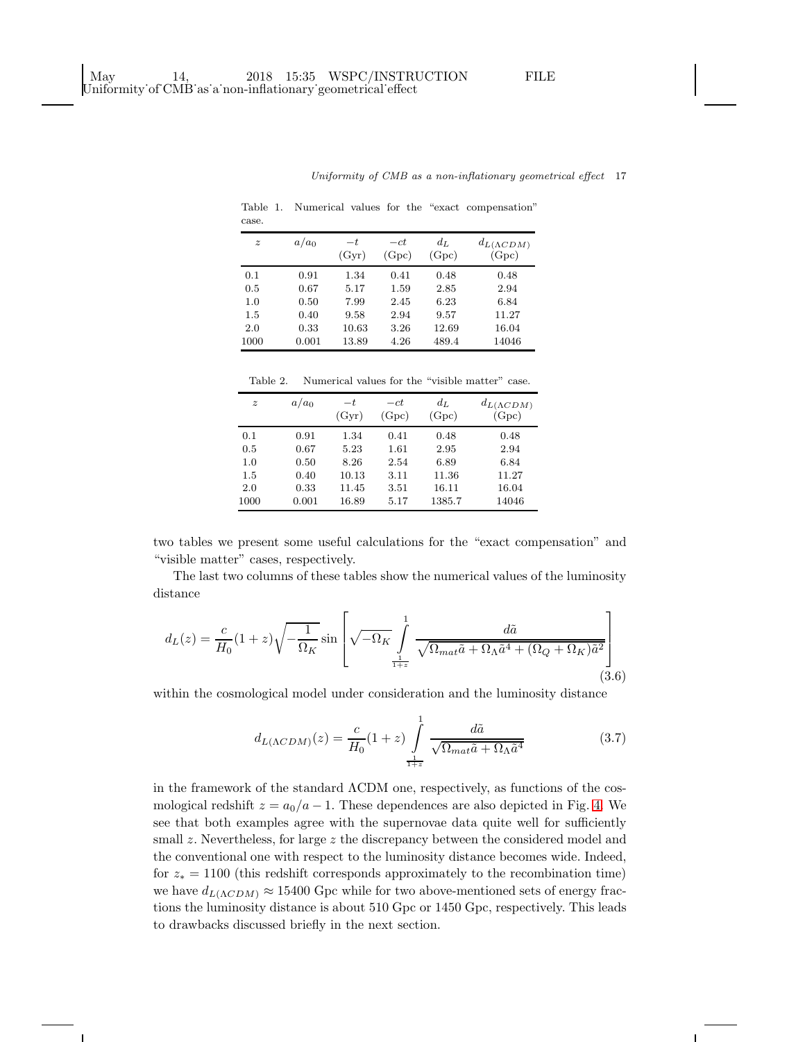Table 1. Numerical values for the "exact compensation" case.

| $z$ | $a/a_0$ | $-t$ (Gyr) | $-ct$ (Gpc) | $d_L$ (Gpc) | $d_{L(\Lambda CDM)}$ (Gpc) |
|---|---|---|---|---|---|
| 0.1 | 0.91 | 1.34 | 0.41 | 0.48 | 0.48 |
| 0.5 | 0.67 | 5.17 | 1.59 | 2.85 | 2.94 |
| 1.0 | 0.50 | 7.99 | 2.45 | 6.23 | 6.84 |
| 1.5 | 0.40 | 9.58 | 2.94 | 9.57 | 11.27 |
| 2.0 | 0.33 | 10.63 | 3.26 | 12.69 | 16.04 |
| 1000 | 0.001 | 13.89 | 4.26 | 489.4 | 14046 |

Table 2. Numerical values for the "visible matter" case.

| $z$ | $a/a_0$ | $-t$ (Gyr) | $-ct$ (Gpc) | $d_L$ (Gpc) | $d_{L(\Lambda CDM)}$ (Gpc) |
|---|---|---|---|---|---|
| 0.1 | 0.91 | 1.34 | 0.41 | 0.48 | 0.48 |
| 0.5 | 0.67 | 5.23 | 1.61 | 2.95 | 2.94 |
| 1.0 | 0.50 | 8.26 | 2.54 | 6.89 | 6.84 |
| 1.5 | 0.40 | 10.13 | 3.11 | 11.36 | 11.27 |
| 2.0 | 0.33 | 11.45 | 3.51 | 16.11 | 16.04 |
| 1000 | 0.001 | 16.89 | 5.17 | 1385.7 | 14046 |

two tables we present some useful calculations for the "exact compensation" and "visible matter" cases, respectively.

The last two columns of these tables show the numerical values of the luminosity distance

$$d_L(z) = \frac{c}{H_0}(1+z)\sqrt{-\frac{1}{\Omega_K}}\sin\left[\sqrt{-\Omega_K}\int\limits_{\frac{1}{1+z}}^{1}\frac{d\tilde{a}}{\sqrt{\Omega_{mat}\tilde{a}+\Omega_\Lambda\tilde{a}^4+(\Omega_Q+\Omega_K)\tilde{a}^2}}\right] \tag{3.6}$$

within the cosmological model under consideration and the luminosity distance

$$d_{L(\Lambda CDM)}(z) = \frac{c}{H_0}(1+z)\int\limits_{\frac{1}{1+z}}^{1}\frac{d\tilde{a}}{\sqrt{\Omega_{mat}\tilde{a}+\Omega_\Lambda\tilde{a}^4}} \tag{3.7}$$

in the framework of the standard ΛCDM one, respectively, as functions of the cosmological redshift $z = a_0/a - 1$. These dependences are also depicted in Fig. 4. We see that both examples agree with the supernovae data quite well for sufficiently small $z$. Nevertheless, for large $z$ the discrepancy between the considered model and the conventional one with respect to the luminosity distance becomes wide. Indeed, for $z_* = 1100$ (this redshift corresponds approximately to the recombination time) we have $d_{L(\Lambda CDM)} \approx 15400$ Gpc while for two above-mentioned sets of energy fractions the luminosity distance is about 510 Gpc or 1450 Gpc, respectively. This leads to drawbacks discussed briefly in the next section.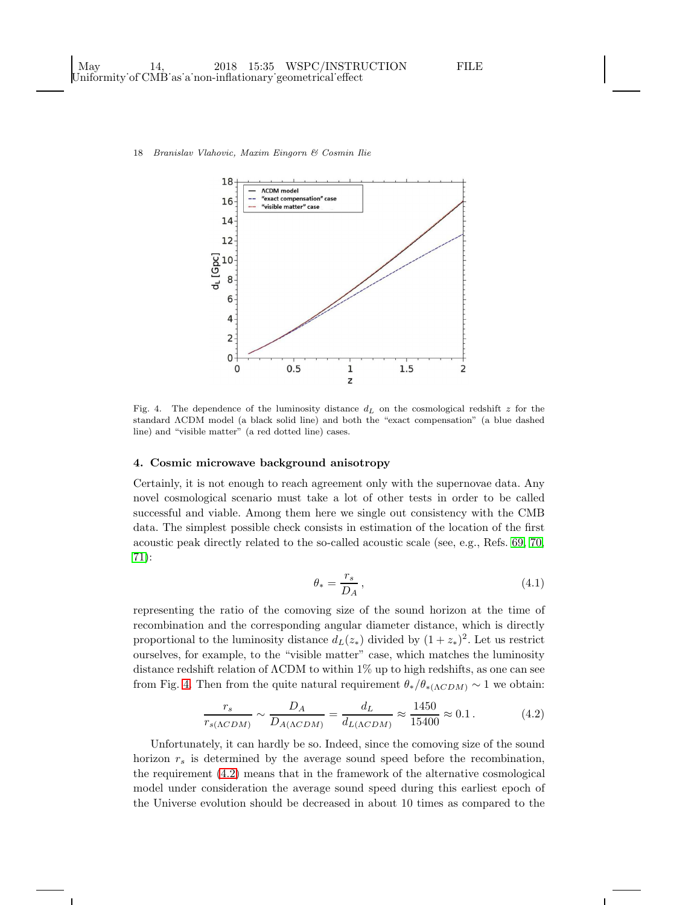Fig. 4. The dependence of the luminosity distance $d_L$ on the cosmological redshift $z$ for the standard ΛCDM model (a black solid line) and both the "exact compensation" (a blue dashed line) and "visible matter" (a red dotted line) cases.

## 4. Cosmic microwave background anisotropy

Certainly, it is not enough to reach agreement only with the supernovae data. Any novel cosmological scenario must take a lot of other tests in order to be called successful and viable. Among them here we single out consistency with the CMB data. The simplest possible check consists in estimation of the location of the first acoustic peak directly related to the so-called acoustic scale (see, e.g., Refs. 69, 70, 71):

$$\theta_* = \frac{r_s}{D_A}\,, \tag{4.1}$$

representing the ratio of the comoving size of the sound horizon at the time of recombination and the corresponding angular diameter distance, which is directly proportional to the luminosity distance $d_L(z_*)$ divided by $(1+z_*)^2$. Let us restrict ourselves, for example, to the "visible matter" case, which matches the luminosity distance redshift relation of ΛCDM to within 1% up to high redshifts, as one can see from Fig. 4. Then from the quite natural requirement $\theta_*/\theta_{*(\Lambda CDM)} \sim 1$ we obtain:

$$\frac{r_s}{r_{s(\Lambda CDM)}} \sim \frac{D_A}{D_{A(\Lambda CDM)}} = \frac{d_L}{d_{L(\Lambda CDM)}} \approx \frac{1450}{15400} \approx 0.1\,. \tag{4.2}$$

Unfortunately, it can hardly be so. Indeed, since the comoving size of the sound horizon $r_s$ is determined by the average sound speed before the recombination, the requirement (4.2) means that in the framework of the alternative cosmological model under consideration the average sound speed during this earliest epoch of the Universe evolution should be decreased in about 10 times as compared to the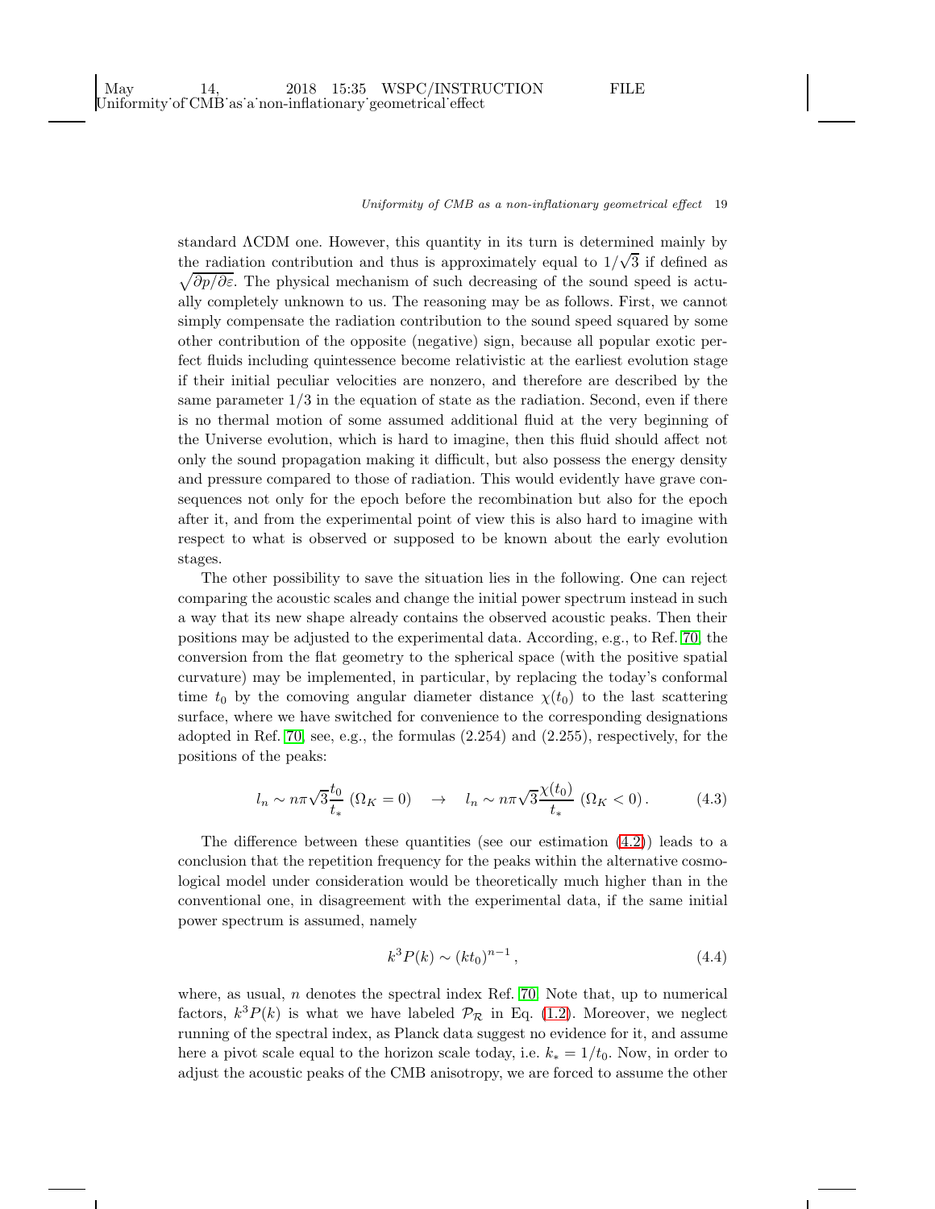standard ΛCDM one. However, this quantity in its turn is determined mainly by the radiation contribution and thus is approximately equal to $1/\sqrt{3}$ if defined as $\sqrt{\partial p/\partial \varepsilon}$. The physical mechanism of such decreasing of the sound speed is actually completely unknown to us. The reasoning may be as follows. First, we cannot simply compensate the radiation contribution to the sound speed squared by some other contribution of the opposite (negative) sign, because all popular exotic perfect fluids including quintessence become relativistic at the earliest evolution stage if their initial peculiar velocities are nonzero, and therefore are described by the same parameter $1/3$ in the equation of state as the radiation. Second, even if there is no thermal motion of some assumed additional fluid at the very beginning of the Universe evolution, which is hard to imagine, then this fluid should affect not only the sound propagation making it difficult, but also possess the energy density and pressure compared to those of radiation. This would evidently have grave consequences not only for the epoch before the recombination but also for the epoch after it, and from the experimental point of view this is also hard to imagine with respect to what is observed or supposed to be known about the early evolution stages.

The other possibility to save the situation lies in the following. One can reject comparing the acoustic scales and change the initial power spectrum instead in such a way that its new shape already contains the observed acoustic peaks. Then their positions may be adjusted to the experimental data. According, e.g., to Ref. 70, the conversion from the flat geometry to the spherical space (with the positive spatial curvature) may be implemented, in particular, by replacing the today's conformal time $t_0$ by the comoving angular diameter distance $\chi(t_0)$ to the last scattering surface, where we have switched for convenience to the corresponding designations adopted in Ref. 70, see, e.g., the formulas (2.254) and (2.255), respectively, for the positions of the peaks:

$$l_n \sim n\pi\sqrt{3}\frac{t_0}{t_*}\;(\Omega_K = 0) \quad \rightarrow \quad l_n \sim n\pi\sqrt{3}\frac{\chi(t_0)}{t_*}\;(\Omega_K < 0)\,. \tag{4.3}$$

The difference between these quantities (see our estimation (4.2)) leads to a conclusion that the repetition frequency for the peaks within the alternative cosmological model under consideration would be theoretically much higher than in the conventional one, in disagreement with the experimental data, if the same initial power spectrum is assumed, namely

$$k^3 P(k) \sim (kt_0)^{n-1}\,, \tag{4.4}$$

where, as usual, $n$ denotes the spectral index Ref. 70. Note that, up to numerical factors, $k^3P(k)$ is what we have labeled $\mathcal{P}_\mathcal{R}$ in Eq. (1.2). Moreover, we neglect running of the spectral index, as Planck data suggest no evidence for it, and assume here a pivot scale equal to the horizon scale today, i.e. $k_* = 1/t_0$. Now, in order to adjust the acoustic peaks of the CMB anisotropy, we are forced to assume the other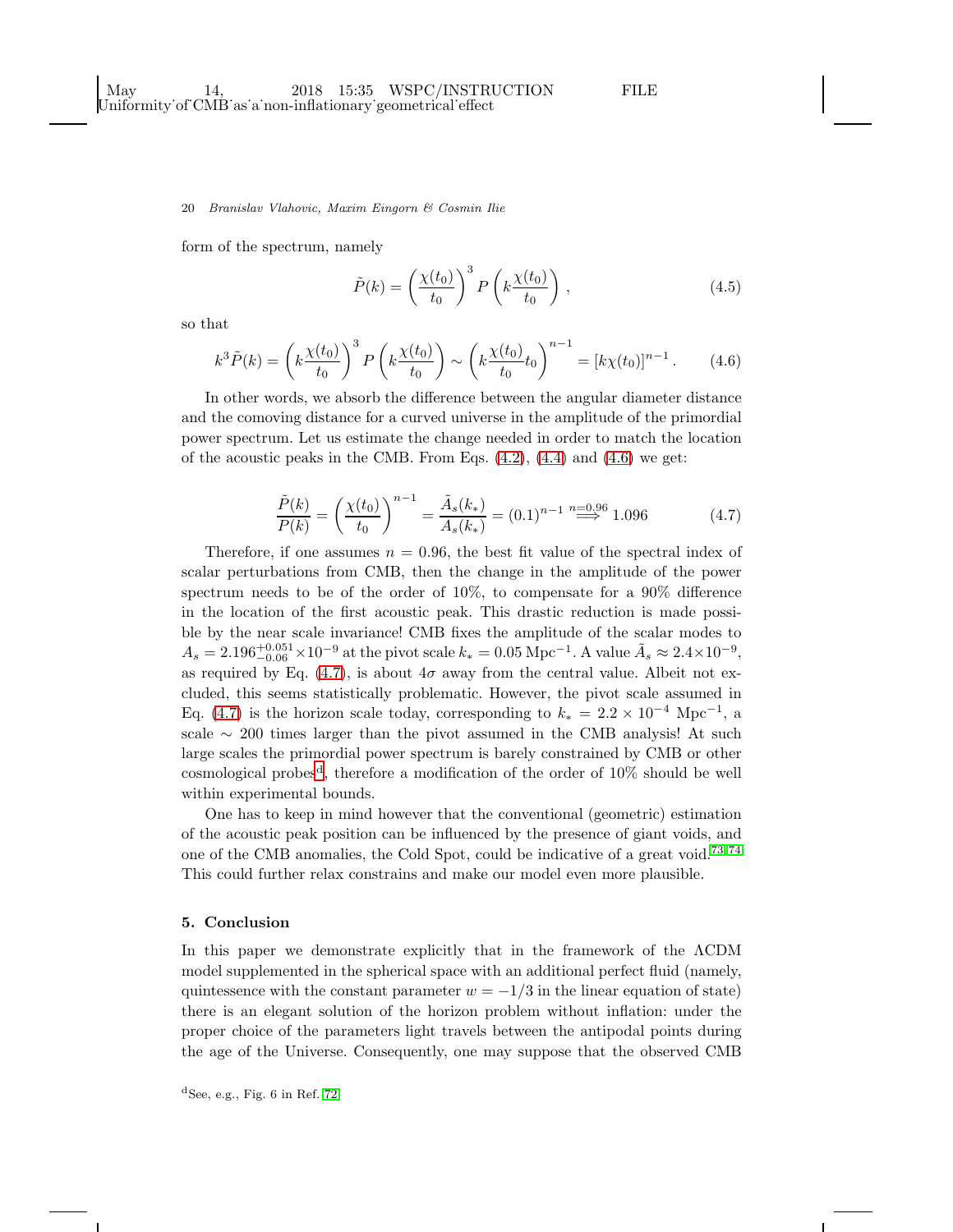form of the spectrum, namely

$$\tilde{P}(k) = \left(\frac{\chi(t_0)}{t_0}\right)^3 P\left(k\frac{\chi(t_0)}{t_0}\right), \tag{4.5}$$

so that

$$k^3\tilde{P}(k) = \left(k\frac{\chi(t_0)}{t_0}\right)^3 P\left(k\frac{\chi(t_0)}{t_0}\right) \sim \left(k\frac{\chi(t_0)}{t_0}t_0\right)^{n-1} = [k\chi(t_0)]^{n-1}. \tag{4.6}$$

In other words, we absorb the difference between the angular diameter distance and the comoving distance for a curved universe in the amplitude of the primordial power spectrum. Let us estimate the change needed in order to match the location of the acoustic peaks in the CMB. From Eqs. (4.2), (4.4) and (4.6) we get:

$$\frac{\tilde{P}(k)}{P(k)} = \left(\frac{\chi(t_0)}{t_0}\right)^{n-1} = \frac{\tilde{A}_s(k_*)}{A_s(k_*)} = (0.1)^{n-1} \overset{n=0.96}{\Longrightarrow} 1.096 \tag{4.7}$$

Therefore, if one assumes $n = 0.96$, the best fit value of the spectral index of scalar perturbations from CMB, then the change in the amplitude of the power spectrum needs to be of the order of 10%, to compensate for a 90% difference in the location of the first acoustic peak. This drastic reduction is made possible by the near scale invariance! CMB fixes the amplitude of the scalar modes to $A_s = 2.196^{+0.051}_{-0.06}\times 10^{-9}$ at the pivot scale $k_* = 0.05\ \mathrm{Mpc}^{-1}$. A value $\tilde{A}_s \approx 2.4\times 10^{-9}$, as required by Eq. (4.7), is about $4\sigma$ away from the central value. Albeit not excluded, this seems statistically problematic. However, the pivot scale assumed in Eq. (4.7) is the horizon scale today, corresponding to $k_* = 2.2 \times 10^{-4}\ \mathrm{Mpc}^{-1}$, a scale $\sim 200$ times larger than the pivot assumed in the CMB analysis! At such large scales the primordial power spectrum is barely constrained by CMB or other cosmological probes[d], therefore a modification of the order of 10% should be well within experimental bounds.

One has to keep in mind however that the conventional (geometric) estimation of the acoustic peak position can be influenced by the presence of giant voids, and one of the CMB anomalies, the Cold Spot, could be indicative of a great void.[73,74] This could further relax constrains and make our model even more plausible.

## 5. Conclusion

In this paper we demonstrate explicitly that in the framework of the ΛCDM model supplemented in the spherical space with an additional perfect fluid (namely, quintessence with the constant parameter $w = -1/3$ in the linear equation of state) there is an elegant solution of the horizon problem without inflation: under the proper choice of the parameters light travels between the antipodal points during the age of the Universe. Consequently, one may suppose that the observed CMB

[d] See, e.g., Fig. 6 in Ref. 72.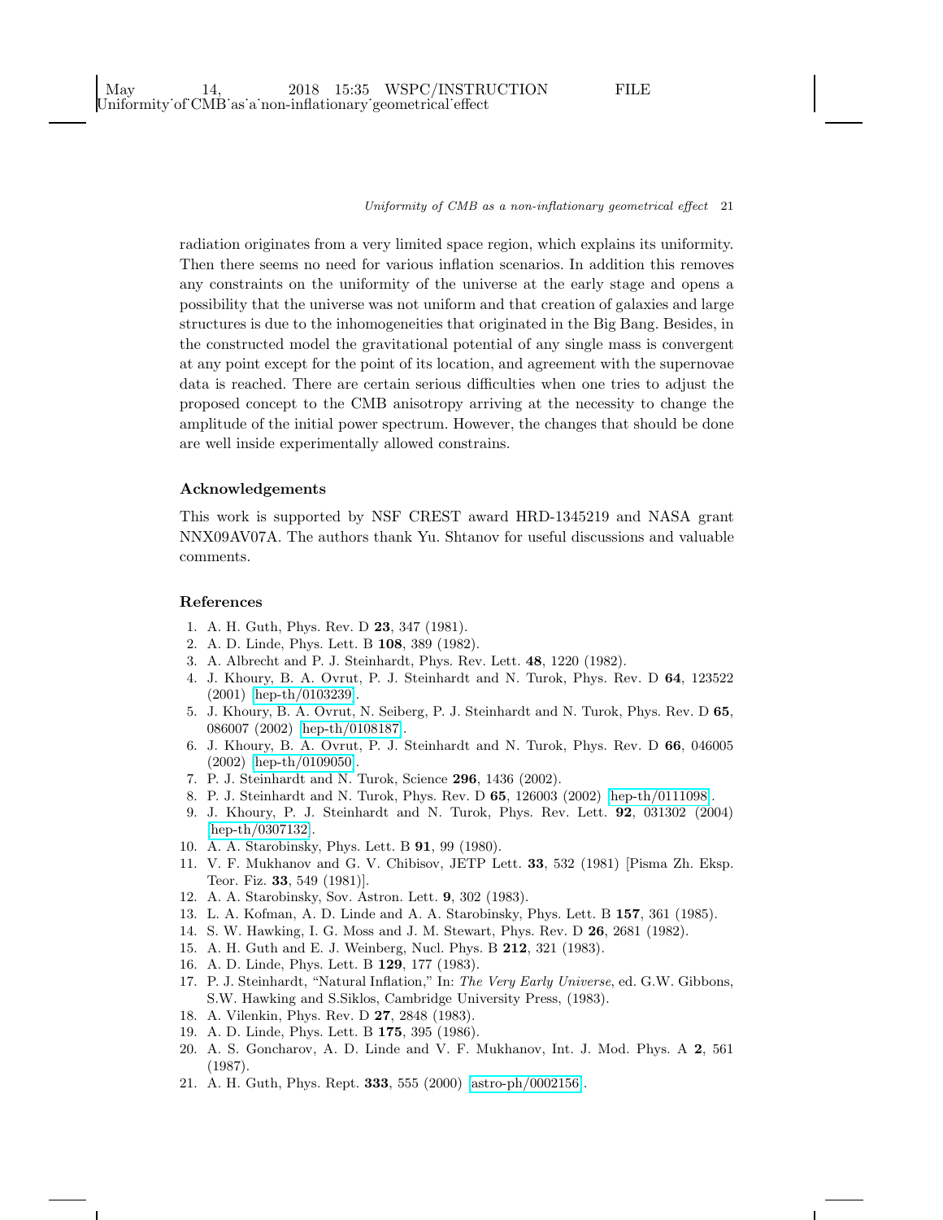radiation originates from a very limited space region, which explains its uniformity. Then there seems no need for various inflation scenarios. In addition this removes any constraints on the uniformity of the universe at the early stage and opens a possibility that the universe was not uniform and that creation of galaxies and large structures is due to the inhomogeneities that originated in the Big Bang. Besides, in the constructed model the gravitational potential of any single mass is convergent at any point except for the point of its location, and agreement with the supernovae data is reached. There are certain serious difficulties when one tries to adjust the proposed concept to the CMB anisotropy arriving at the necessity to change the amplitude of the initial power spectrum. However, the changes that should be done are well inside experimentally allowed constrains.

## Acknowledgements

This work is supported by NSF CREST award HRD-1345219 and NASA grant NNX09AV07A. The authors thank Yu. Shtanov for useful discussions and valuable comments.

## References

1. A. H. Guth, Phys. Rev. D **23**, 347 (1981).
2. A. D. Linde, Phys. Lett. B **108**, 389 (1982).
3. A. Albrecht and P. J. Steinhardt, Phys. Rev. Lett. **48**, 1220 (1982).
4. J. Khoury, B. A. Ovrut, P. J. Steinhardt and N. Turok, Phys. Rev. D **64**, 123522 (2001) [hep-th/0103239].
5. J. Khoury, B. A. Ovrut, N. Seiberg, P. J. Steinhardt and N. Turok, Phys. Rev. D **65**, 086007 (2002) [hep-th/0108187].
6. J. Khoury, B. A. Ovrut, P. J. Steinhardt and N. Turok, Phys. Rev. D **66**, 046005 (2002) [hep-th/0109050].
7. P. J. Steinhardt and N. Turok, Science **296**, 1436 (2002).
8. P. J. Steinhardt and N. Turok, Phys. Rev. D **65**, 126003 (2002) [hep-th/0111098].
9. J. Khoury, P. J. Steinhardt and N. Turok, Phys. Rev. Lett. **92**, 031302 (2004) [hep-th/0307132].
10. A. A. Starobinsky, Phys. Lett. B **91**, 99 (1980).
11. V. F. Mukhanov and G. V. Chibisov, JETP Lett. **33**, 532 (1981) [Pisma Zh. Eksp. Teor. Fiz. **33**, 549 (1981)].
12. A. A. Starobinsky, Sov. Astron. Lett. **9**, 302 (1983).
13. L. A. Kofman, A. D. Linde and A. A. Starobinsky, Phys. Lett. B **157**, 361 (1985).
14. S. W. Hawking, I. G. Moss and J. M. Stewart, Phys. Rev. D **26**, 2681 (1982).
15. A. H. Guth and E. J. Weinberg, Nucl. Phys. B **212**, 321 (1983).
16. A. D. Linde, Phys. Lett. B **129**, 177 (1983).
17. P. J. Steinhardt, "Natural Inflation," In: *The Very Early Universe*, ed. G.W. Gibbons, S.W. Hawking and S.Siklos, Cambridge University Press, (1983).
18. A. Vilenkin, Phys. Rev. D **27**, 2848 (1983).
19. A. D. Linde, Phys. Lett. B **175**, 395 (1986).
20. A. S. Goncharov, A. D. Linde and V. F. Mukhanov, Int. J. Mod. Phys. A **2**, 561 (1987).
21. A. H. Guth, Phys. Rept. **333**, 555 (2000) [astro-ph/0002156].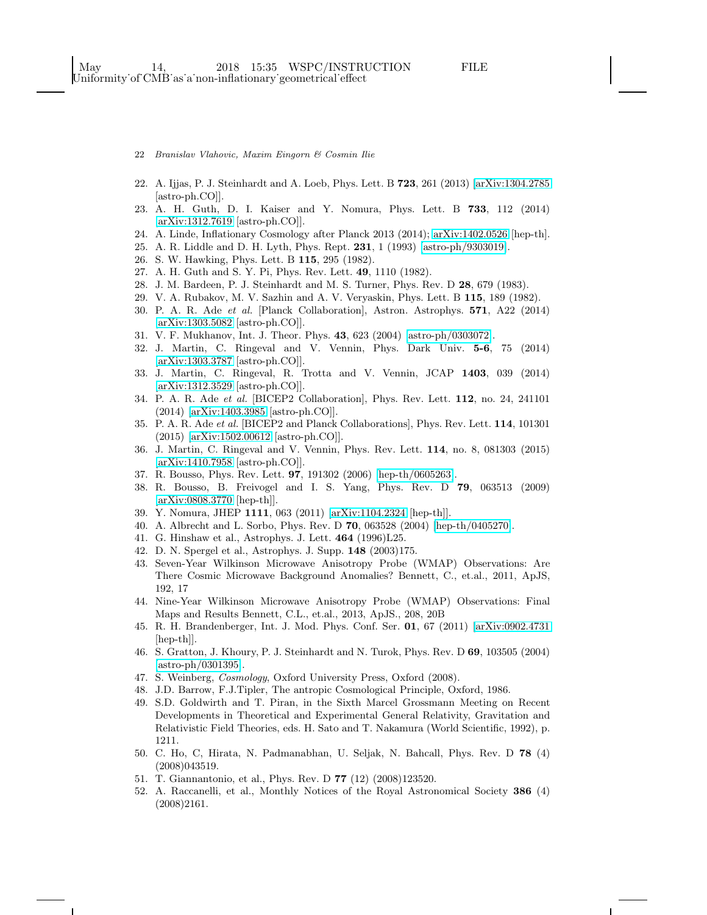22. A. Ijjas, P. J. Steinhardt and A. Loeb, Phys. Lett. B **723**, 261 (2013) [arXiv:1304.2785 [astro-ph.CO]].
23. A. H. Guth, D. I. Kaiser and Y. Nomura, Phys. Lett. B **733**, 112 (2014) [arXiv:1312.7619 [astro-ph.CO]].
24. A. Linde, Inflationary Cosmology after Planck 2013 (2014); arXiv:1402.0526 [hep-th].
25. A. R. Liddle and D. H. Lyth, Phys. Rept. **231**, 1 (1993) [astro-ph/9303019].
26. S. W. Hawking, Phys. Lett. B **115**, 295 (1982).
27. A. H. Guth and S. Y. Pi, Phys. Rev. Lett. **49**, 1110 (1982).
28. J. M. Bardeen, P. J. Steinhardt and M. S. Turner, Phys. Rev. D **28**, 679 (1983).
29. V. A. Rubakov, M. V. Sazhin and A. V. Veryaskin, Phys. Lett. B **115**, 189 (1982).
30. P. A. R. Ade *et al.* [Planck Collaboration], Astron. Astrophys. **571**, A22 (2014) [arXiv:1303.5082 [astro-ph.CO]].
31. V. F. Mukhanov, Int. J. Theor. Phys. **43**, 623 (2004) [astro-ph/0303072].
32. J. Martin, C. Ringeval and V. Vennin, Phys. Dark Univ. **5-6**, 75 (2014) [arXiv:1303.3787 [astro-ph.CO]].
33. J. Martin, C. Ringeval, R. Trotta and V. Vennin, JCAP **1403**, 039 (2014) [arXiv:1312.3529 [astro-ph.CO]].
34. P. A. R. Ade *et al.* [BICEP2 Collaboration], Phys. Rev. Lett. **112**, no. 24, 241101 (2014) [arXiv:1403.3985 [astro-ph.CO]].
35. P. A. R. Ade *et al.* [BICEP2 and Planck Collaborations], Phys. Rev. Lett. **114**, 101301 (2015) [arXiv:1502.00612 [astro-ph.CO]].
36. J. Martin, C. Ringeval and V. Vennin, Phys. Rev. Lett. **114**, no. 8, 081303 (2015) [arXiv:1410.7958 [astro-ph.CO]].
37. R. Bousso, Phys. Rev. Lett. **97**, 191302 (2006) [hep-th/0605263].
38. R. Bousso, B. Freivogel and I. S. Yang, Phys. Rev. D **79**, 063513 (2009) [arXiv:0808.3770 [hep-th]].
39. Y. Nomura, JHEP **1111**, 063 (2011) [arXiv:1104.2324 [hep-th]].
40. A. Albrecht and L. Sorbo, Phys. Rev. D **70**, 063528 (2004) [hep-th/0405270].
41. G. Hinshaw et al., Astrophys. J. Lett. **464** (1996)L25.
42. D. N. Spergel et al., Astrophys. J. Supp. **148** (2003)175.
43. Seven-Year Wilkinson Microwave Anisotropy Probe (WMAP) Observations: Are There Cosmic Microwave Background Anomalies? Bennett, C., et.al., 2011, ApJS, 192, 17
44. Nine-Year Wilkinson Microwave Anisotropy Probe (WMAP) Observations: Final Maps and Results Bennett, C.L., et.al., 2013, ApJS., 208, 20B
45. R. H. Brandenberger, Int. J. Mod. Phys. Conf. Ser. **01**, 67 (2011) [arXiv:0902.4731 [hep-th]].
46. S. Gratton, J. Khoury, P. J. Steinhardt and N. Turok, Phys. Rev. D **69**, 103505 (2004) [astro-ph/0301395].
47. S. Weinberg, *Cosmology*, Oxford University Press, Oxford (2008).
48. J.D. Barrow, F.J.Tipler, The antropic Cosmological Principle, Oxford, 1986.
49. S.D. Goldwirth and T. Piran, in the Sixth Marcel Grossmann Meeting on Recent Developments in Theoretical and Experimental General Relativity, Gravitation and Relativistic Field Theories, eds. H. Sato and T. Nakamura (World Scientific, 1992), p. 1211.
50. C. Ho, C, Hirata, N. Padmanabhan, U. Seljak, N. Bahcall, Phys. Rev. D **78** (4) (2008)043519.
51. T. Giannantonio, et al., Phys. Rev. D **77** (12) (2008)123520.
52. A. Raccanelli, et al., Monthly Notices of the Royal Astronomical Society **386** (4) (2008)2161.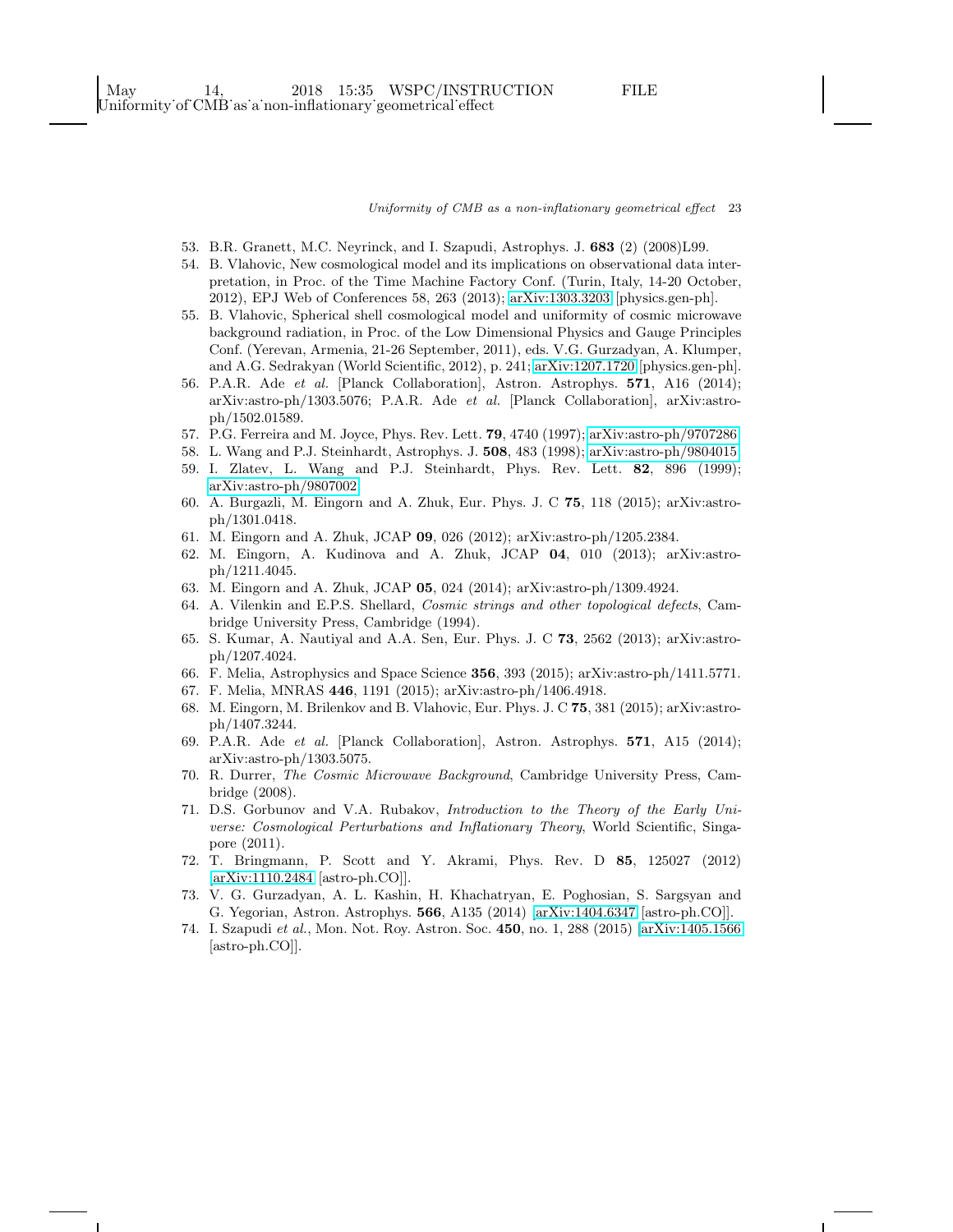53. B.R. Granett, M.C. Neyrinck, and I. Szapudi, Astrophys. J. **683** (2) (2008)L99.
54. B. Vlahovic, New cosmological model and its implications on observational data interpretation, in Proc. of the Time Machine Factory Conf. (Turin, Italy, 14-20 October, 2012), EPJ Web of Conferences 58, 263 (2013); arXiv:1303.3203 [physics.gen-ph].
55. B. Vlahovic, Spherical shell cosmological model and uniformity of cosmic microwave background radiation, in Proc. of the Low Dimensional Physics and Gauge Principles Conf. (Yerevan, Armenia, 21-26 September, 2011), eds. V.G. Gurzadyan, A. Klumper, and A.G. Sedrakyan (World Scientific, 2012), p. 241; arXiv:1207.1720 [physics.gen-ph].
56. P.A.R. Ade *et al.* [Planck Collaboration], Astron. Astrophys. **571**, A16 (2014); arXiv:astro-ph/1303.5076; P.A.R. Ade *et al.* [Planck Collaboration], arXiv:astro-ph/1502.01589.
57. P.G. Ferreira and M. Joyce, Phys. Rev. Lett. **79**, 4740 (1997); arXiv:astro-ph/9707286.
58. L. Wang and P.J. Steinhardt, Astrophys. J. **508**, 483 (1998); arXiv:astro-ph/9804015.
59. I. Zlatev, L. Wang and P.J. Steinhardt, Phys. Rev. Lett. **82**, 896 (1999); arXiv:astro-ph/9807002.
60. A. Burgazli, M. Eingorn and A. Zhuk, Eur. Phys. J. C **75**, 118 (2015); arXiv:astro-ph/1301.0418.
61. M. Eingorn and A. Zhuk, JCAP **09**, 026 (2012); arXiv:astro-ph/1205.2384.
62. M. Eingorn, A. Kudinova and A. Zhuk, JCAP **04**, 010 (2013); arXiv:astro-ph/1211.4045.
63. M. Eingorn and A. Zhuk, JCAP **05**, 024 (2014); arXiv:astro-ph/1309.4924.
64. A. Vilenkin and E.P.S. Shellard, *Cosmic strings and other topological defects*, Cambridge University Press, Cambridge (1994).
65. S. Kumar, A. Nautiyal and A.A. Sen, Eur. Phys. J. C **73**, 2562 (2013); arXiv:astro-ph/1207.4024.
66. F. Melia, Astrophysics and Space Science **356**, 393 (2015); arXiv:astro-ph/1411.5771.
67. F. Melia, MNRAS **446**, 1191 (2015); arXiv:astro-ph/1406.4918.
68. M. Eingorn, M. Brilenkov and B. Vlahovic, Eur. Phys. J. C **75**, 381 (2015); arXiv:astro-ph/1407.3244.
69. P.A.R. Ade *et al.* [Planck Collaboration], Astron. Astrophys. **571**, A15 (2014); arXiv:astro-ph/1303.5075.
70. R. Durrer, *The Cosmic Microwave Background*, Cambridge University Press, Cambridge (2008).
71. D.S. Gorbunov and V.A. Rubakov, *Introduction to the Theory of the Early Universe: Cosmological Perturbations and Inflationary Theory*, World Scientific, Singapore (2011).
72. T. Bringmann, P. Scott and Y. Akrami, Phys. Rev. D **85**, 125027 (2012) [arXiv:1110.2484 [astro-ph.CO]].
73. V. G. Gurzadyan, A. L. Kashin, H. Khachatryan, E. Poghosian, S. Sargsyan and G. Yegorian, Astron. Astrophys. **566**, A135 (2014) [arXiv:1404.6347 [astro-ph.CO]].
74. I. Szapudi *et al.*, Mon. Not. Roy. Astron. Soc. **450**, no. 1, 288 (2015) [arXiv:1405.1566 [astro-ph.CO]].